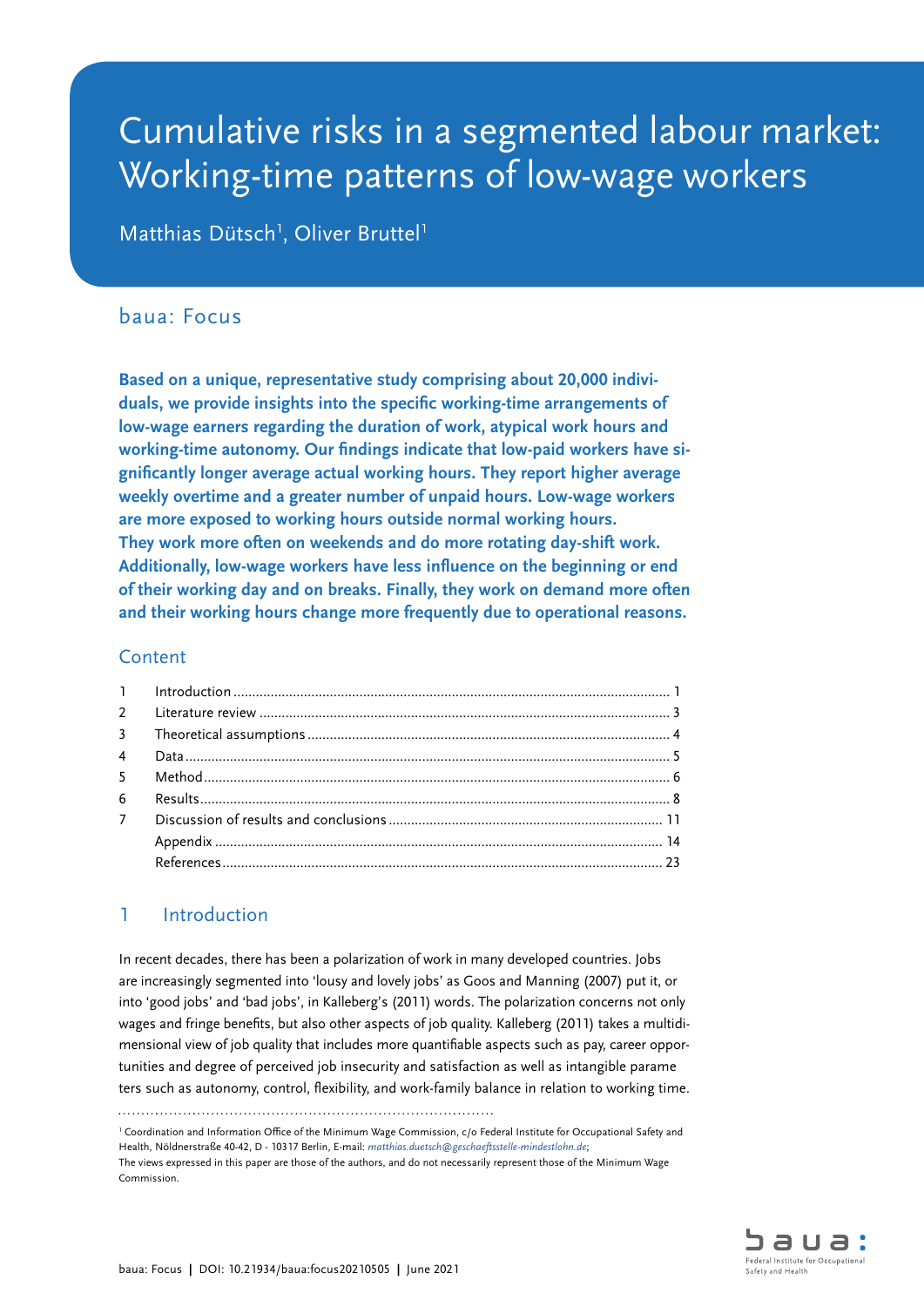# Cumulative risks in a segmented labour market: Working-time patterns of low-wage workers

Matthias Dütsch[1], Oliver Bruttel[1]

baua: Focus

**Based on a unique, representative study comprising about 20,000 individuals, we provide insights into the specific working-time arrangements of low-wage earners regarding the duration of work, atypical work hours and working-time autonomy. Our findings indicate that low-paid workers have significantly longer average actual working hours. They report higher average weekly overtime and a greater number of unpaid hours. Low-wage workers are more exposed to working hours outside normal working hours. They work more often on weekends and do more rotating day-shift work. Additionally, low-wage workers have less influence on the beginning or end of their working day and on breaks. Finally, they work on demand more often and their working hours change more frequently due to operational reasons.**

## Content

| | | |
|---|---|---|
| 1 | Introduction | 1 |
| 2 | Literature review | 3 |
| 3 | Theoretical assumptions | 4 |
| 4 | Data | 5 |
| 5 | Method | 6 |
| 6 | Results | 8 |
| 7 | Discussion of results and conclusions | 11 |
| | Appendix | 14 |
| | References | 23 |

## 1 Introduction

In recent decades, there has been a polarization of work in many developed countries. Jobs are increasingly segmented into 'lousy and lovely jobs' as Goos and Manning (2007) put it, or into 'good jobs' and 'bad jobs', in Kalleberg's (2011) words. The polarization concerns not only wages and fringe benefits, but also other aspects of job quality. Kalleberg (2011) takes a multidimensional view of job quality that includes more quantifiable aspects such as pay, career opportunities and degree of perceived job insecurity and satisfaction as well as intangible parameters such as autonomy, control, flexibility, and work-family balance in relation to working time.

[1] Coordination and Information Office of the Minimum Wage Commission, c/o Federal Institute for Occupational Safety and Health, Nöldnerstraße 40-42, D - 10317 Berlin, E-mail: *matthias.duetsch@geschaeftsstelle-mindestlohn.de*;
The views expressed in this paper are those of the authors, and do not necessarily represent those of the Minimum Wage Commission.

baua: Focus | DOI: 10.21934/baua:focus20210505 | June 2021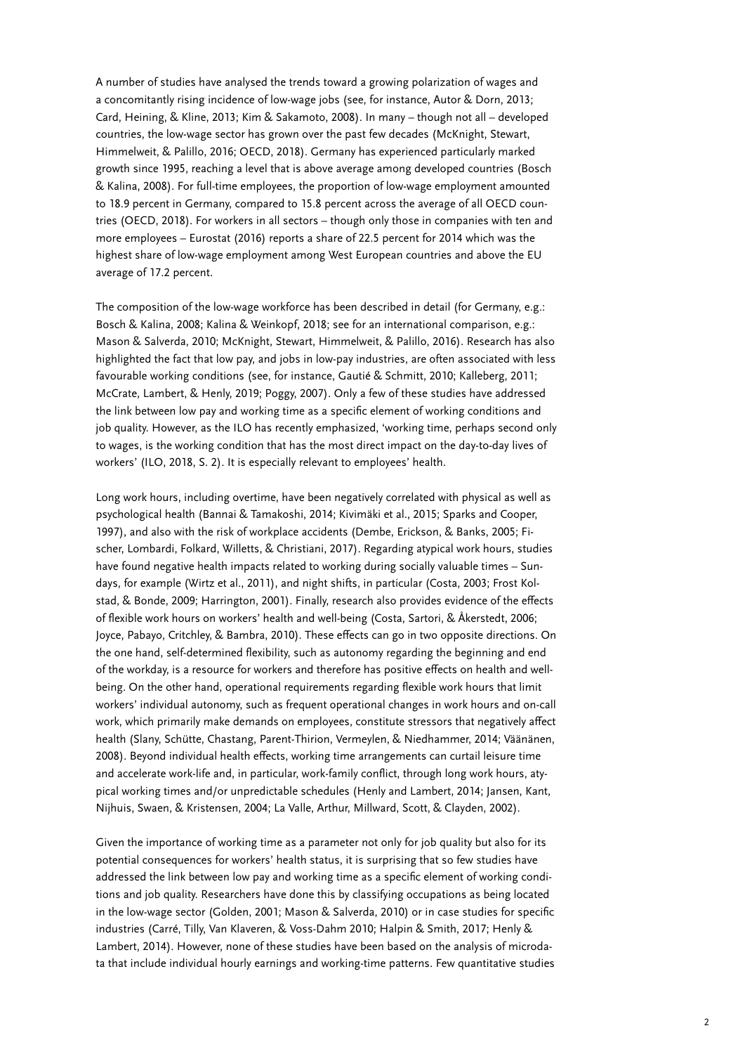A number of studies have analysed the trends toward a growing polarization of wages and a concomitantly rising incidence of low-wage jobs (see, for instance, Autor & Dorn, 2013; Card, Heining, & Kline, 2013; Kim & Sakamoto, 2008). In many – though not all – developed countries, the low-wage sector has grown over the past few decades (McKnight, Stewart, Himmelweit, & Palillo, 2016; OECD, 2018). Germany has experienced particularly marked growth since 1995, reaching a level that is above average among developed countries (Bosch & Kalina, 2008). For full-time employees, the proportion of low-wage employment amounted to 18.9 percent in Germany, compared to 15.8 percent across the average of all OECD countries (OECD, 2018). For workers in all sectors – though only those in companies with ten and more employees – Eurostat (2016) reports a share of 22.5 percent for 2014 which was the highest share of low-wage employment among West European countries and above the EU average of 17.2 percent.

The composition of the low-wage workforce has been described in detail (for Germany, e.g.: Bosch & Kalina, 2008; Kalina & Weinkopf, 2018; see for an international comparison, e.g.: Mason & Salverda, 2010; McKnight, Stewart, Himmelweit, & Palillo, 2016). Research has also highlighted the fact that low pay, and jobs in low-pay industries, are often associated with less favourable working conditions (see, for instance, Gautié & Schmitt, 2010; Kalleberg, 2011; McCrate, Lambert, & Henly, 2019; Poggy, 2007). Only a few of these studies have addressed the link between low pay and working time as a specific element of working conditions and job quality. However, as the ILO has recently emphasized, 'working time, perhaps second only to wages, is the working condition that has the most direct impact on the day-to-day lives of workers' (ILO, 2018, S. 2). It is especially relevant to employees' health.

Long work hours, including overtime, have been negatively correlated with physical as well as psychological health (Bannai & Tamakoshi, 2014; Kivimäki et al., 2015; Sparks and Cooper, 1997), and also with the risk of workplace accidents (Dembe, Erickson, & Banks, 2005; Fischer, Lombardi, Folkard, Willetts, & Christiani, 2017). Regarding atypical work hours, studies have found negative health impacts related to working during socially valuable times – Sundays, for example (Wirtz et al., 2011), and night shifts, in particular (Costa, 2003; Frost Kolstad, & Bonde, 2009; Harrington, 2001). Finally, research also provides evidence of the effects of flexible work hours on workers' health and well-being (Costa, Sartori, & Åkerstedt, 2006; Joyce, Pabayo, Critchley, & Bambra, 2010). These effects can go in two opposite directions. On the one hand, self-determined flexibility, such as autonomy regarding the beginning and end of the workday, is a resource for workers and therefore has positive effects on health and well-being. On the other hand, operational requirements regarding flexible work hours that limit workers' individual autonomy, such as frequent operational changes in work hours and on-call work, which primarily make demands on employees, constitute stressors that negatively affect health (Slany, Schütte, Chastang, Parent-Thirion, Vermeylen, & Niedhammer, 2014; Väänänen, 2008). Beyond individual health effects, working time arrangements can curtail leisure time and accelerate work-life and, in particular, work-family conflict, through long work hours, atypical working times and/or unpredictable schedules (Henly and Lambert, 2014; Jansen, Kant, Nijhuis, Swaen, & Kristensen, 2004; La Valle, Arthur, Millward, Scott, & Clayden, 2002).

Given the importance of working time as a parameter not only for job quality but also for its potential consequences for workers' health status, it is surprising that so few studies have addressed the link between low pay and working time as a specific element of working conditions and job quality. Researchers have done this by classifying occupations as being located in the low-wage sector (Golden, 2001; Mason & Salverda, 2010) or in case studies for specific industries (Carré, Tilly, Van Klaveren, & Voss-Dahm 2010; Halpin & Smith, 2017; Henly & Lambert, 2014). However, none of these studies have been based on the analysis of microdata that include individual hourly earnings and working-time patterns. Few quantitative studies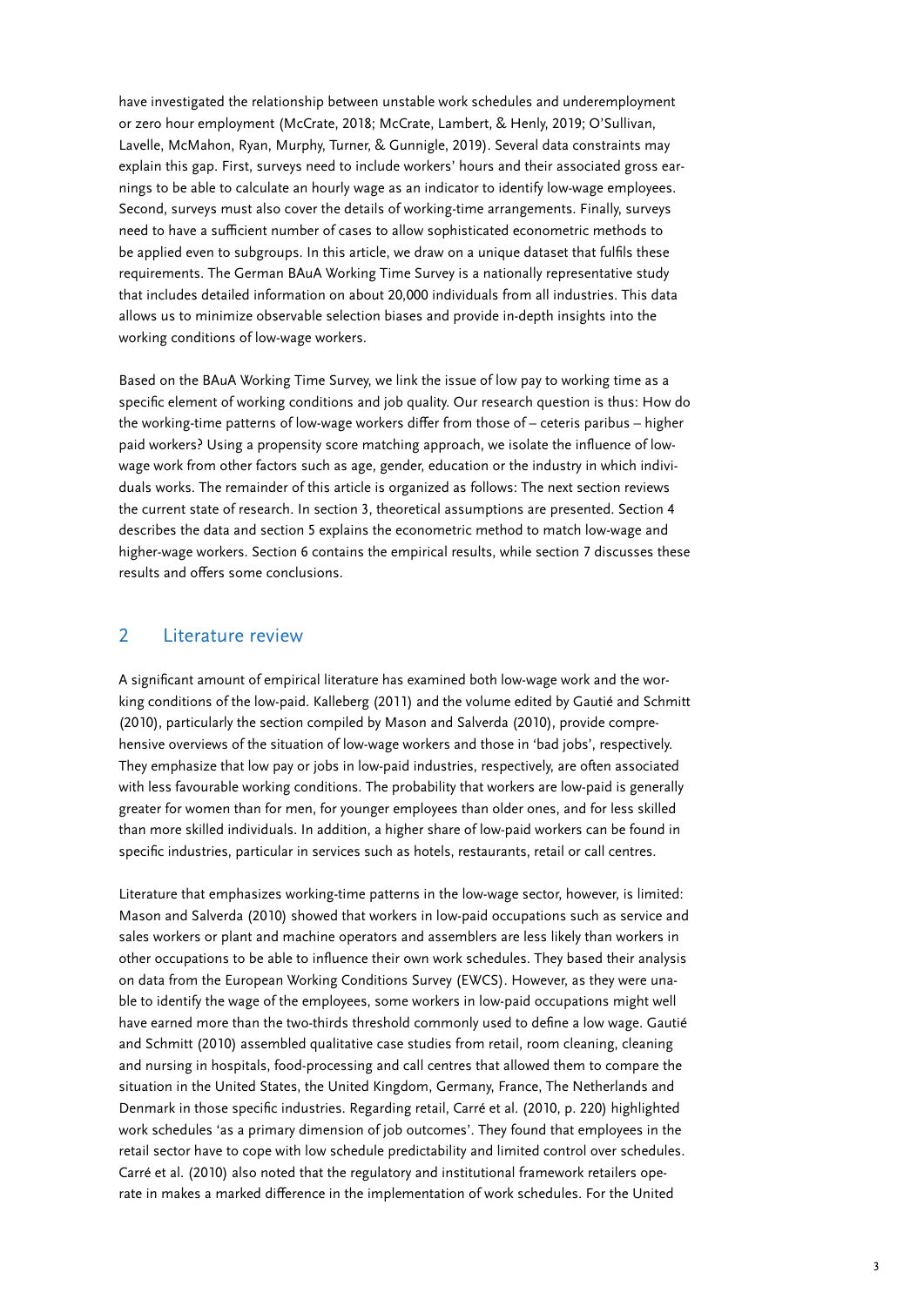have investigated the relationship between unstable work schedules and underemployment or zero hour employment (McCrate, 2018; McCrate, Lambert, & Henly, 2019; O'Sullivan, Lavelle, McMahon, Ryan, Murphy, Turner, & Gunnigle, 2019). Several data constraints may explain this gap. First, surveys need to include workers' hours and their associated gross earnings to be able to calculate an hourly wage as an indicator to identify low-wage employees. Second, surveys must also cover the details of working-time arrangements. Finally, surveys need to have a sufficient number of cases to allow sophisticated econometric methods to be applied even to subgroups. In this article, we draw on a unique dataset that fulfils these requirements. The German BAuA Working Time Survey is a nationally representative study that includes detailed information on about 20,000 individuals from all industries. This data allows us to minimize observable selection biases and provide in-depth insights into the working conditions of low-wage workers.

Based on the BAuA Working Time Survey, we link the issue of low pay to working time as a specific element of working conditions and job quality. Our research question is thus: How do the working-time patterns of low-wage workers differ from those of – ceteris paribus – higher paid workers? Using a propensity score matching approach, we isolate the influence of low-wage work from other factors such as age, gender, education or the industry in which individuals works. The remainder of this article is organized as follows: The next section reviews the current state of research. In section 3, theoretical assumptions are presented. Section 4 describes the data and section 5 explains the econometric method to match low-wage and higher-wage workers. Section 6 contains the empirical results, while section 7 discusses these results and offers some conclusions.

## 2 Literature review

A significant amount of empirical literature has examined both low-wage work and the working conditions of the low-paid. Kalleberg (2011) and the volume edited by Gautié and Schmitt (2010), particularly the section compiled by Mason and Salverda (2010), provide comprehensive overviews of the situation of low-wage workers and those in 'bad jobs', respectively. They emphasize that low pay or jobs in low-paid industries, respectively, are often associated with less favourable working conditions. The probability that workers are low-paid is generally greater for women than for men, for younger employees than older ones, and for less skilled than more skilled individuals. In addition, a higher share of low-paid workers can be found in specific industries, particular in services such as hotels, restaurants, retail or call centres.

Literature that emphasizes working-time patterns in the low-wage sector, however, is limited: Mason and Salverda (2010) showed that workers in low-paid occupations such as service and sales workers or plant and machine operators and assemblers are less likely than workers in other occupations to be able to influence their own work schedules. They based their analysis on data from the European Working Conditions Survey (EWCS). However, as they were unable to identify the wage of the employees, some workers in low-paid occupations might well have earned more than the two-thirds threshold commonly used to define a low wage. Gautié and Schmitt (2010) assembled qualitative case studies from retail, room cleaning, cleaning and nursing in hospitals, food-processing and call centres that allowed them to compare the situation in the United States, the United Kingdom, Germany, France, The Netherlands and Denmark in those specific industries. Regarding retail, Carré et al. (2010, p. 220) highlighted work schedules 'as a primary dimension of job outcomes'. They found that employees in the retail sector have to cope with low schedule predictability and limited control over schedules. Carré et al. (2010) also noted that the regulatory and institutional framework retailers operate in makes a marked difference in the implementation of work schedules. For the United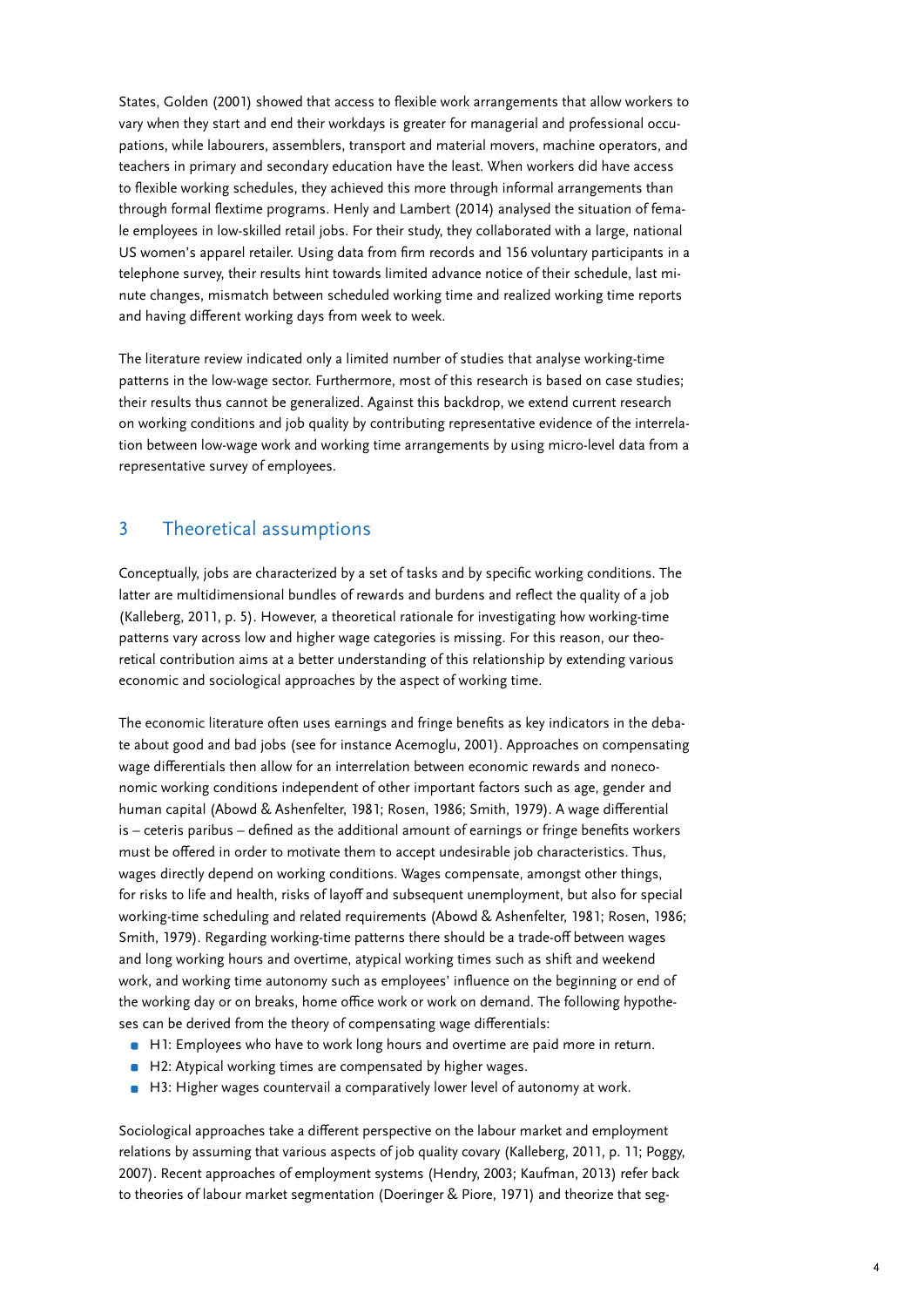States, Golden (2001) showed that access to flexible work arrangements that allow workers to vary when they start and end their workdays is greater for managerial and professional occupations, while labourers, assemblers, transport and material movers, machine operators, and teachers in primary and secondary education have the least. When workers did have access to flexible working schedules, they achieved this more through informal arrangements than through formal flextime programs. Henly and Lambert (2014) analysed the situation of female employees in low-skilled retail jobs. For their study, they collaborated with a large, national US women's apparel retailer. Using data from firm records and 156 voluntary participants in a telephone survey, their results hint towards limited advance notice of their schedule, last minute changes, mismatch between scheduled working time and realized working time reports and having different working days from week to week.

The literature review indicated only a limited number of studies that analyse working-time patterns in the low-wage sector. Furthermore, most of this research is based on case studies; their results thus cannot be generalized. Against this backdrop, we extend current research on working conditions and job quality by contributing representative evidence of the interrelation between low-wage work and working time arrangements by using micro-level data from a representative survey of employees.

## 3 Theoretical assumptions

Conceptually, jobs are characterized by a set of tasks and by specific working conditions. The latter are multidimensional bundles of rewards and burdens and reflect the quality of a job (Kalleberg, 2011, p. 5). However, a theoretical rationale for investigating how working-time patterns vary across low and higher wage categories is missing. For this reason, our theoretical contribution aims at a better understanding of this relationship by extending various economic and sociological approaches by the aspect of working time.

The economic literature often uses earnings and fringe benefits as key indicators in the debate about good and bad jobs (see for instance Acemoglu, 2001). Approaches on compensating wage differentials then allow for an interrelation between economic rewards and noneconomic working conditions independent of other important factors such as age, gender and human capital (Abowd & Ashenfelter, 1981; Rosen, 1986; Smith, 1979). A wage differential is – ceteris paribus – defined as the additional amount of earnings or fringe benefits workers must be offered in order to motivate them to accept undesirable job characteristics. Thus, wages directly depend on working conditions. Wages compensate, amongst other things, for risks to life and health, risks of layoff and subsequent unemployment, but also for special working-time scheduling and related requirements (Abowd & Ashenfelter, 1981; Rosen, 1986; Smith, 1979). Regarding working-time patterns there should be a trade-off between wages and long working hours and overtime, atypical working times such as shift and weekend work, and working time autonomy such as employees' influence on the beginning or end of the working day or on breaks, home office work or work on demand. The following hypotheses can be derived from the theory of compensating wage differentials:

- H1: Employees who have to work long hours and overtime are paid more in return.
- H2: Atypical working times are compensated by higher wages.
- H3: Higher wages countervail a comparatively lower level of autonomy at work.

Sociological approaches take a different perspective on the labour market and employment relations by assuming that various aspects of job quality covary (Kalleberg, 2011, p. 11; Poggy, 2007). Recent approaches of employment systems (Hendry, 2003; Kaufman, 2013) refer back to theories of labour market segmentation (Doeringer & Piore, 1971) and theorize that seg-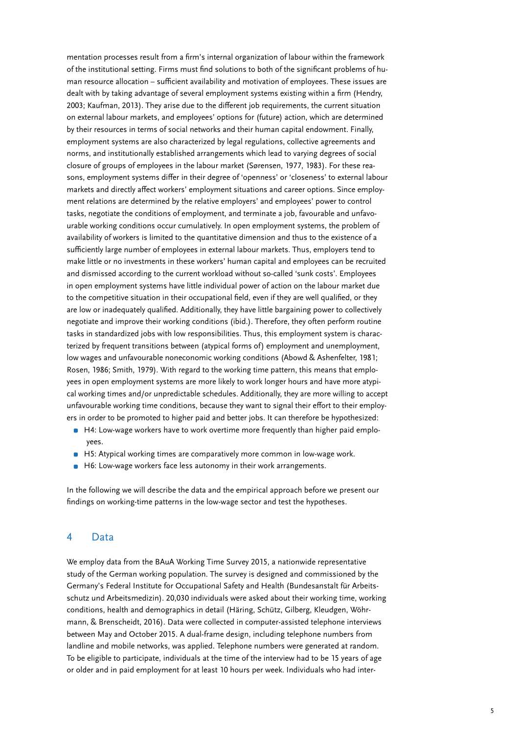mentation processes result from a firm's internal organization of labour within the framework of the institutional setting. Firms must find solutions to both of the significant problems of human resource allocation – sufficient availability and motivation of employees. These issues are dealt with by taking advantage of several employment systems existing within a firm (Hendry, 2003; Kaufman, 2013). They arise due to the different job requirements, the current situation on external labour markets, and employees' options for (future) action, which are determined by their resources in terms of social networks and their human capital endowment. Finally, employment systems are also characterized by legal regulations, collective agreements and norms, and institutionally established arrangements which lead to varying degrees of social closure of groups of employees in the labour market (Sørensen, 1977, 1983). For these reasons, employment systems differ in their degree of 'openness' or 'closeness' to external labour markets and directly affect workers' employment situations and career options. Since employment relations are determined by the relative employers' and employees' power to control tasks, negotiate the conditions of employment, and terminate a job, favourable and unfavourable working conditions occur cumulatively. In open employment systems, the problem of availability of workers is limited to the quantitative dimension and thus to the existence of a sufficiently large number of employees in external labour markets. Thus, employers tend to make little or no investments in these workers' human capital and employees can be recruited and dismissed according to the current workload without so-called 'sunk costs'. Employees in open employment systems have little individual power of action on the labour market due to the competitive situation in their occupational field, even if they are well qualified, or they are low or inadequately qualified. Additionally, they have little bargaining power to collectively negotiate and improve their working conditions (ibid.). Therefore, they often perform routine tasks in standardized jobs with low responsibilities. Thus, this employment system is characterized by frequent transitions between (atypical forms of) employment and unemployment, low wages and unfavourable noneconomic working conditions (Abowd & Ashenfelter, 1981; Rosen, 1986; Smith, 1979). With regard to the working time pattern, this means that employees in open employment systems are more likely to work longer hours and have more atypical working times and/or unpredictable schedules. Additionally, they are more willing to accept unfavourable working time conditions, because they want to signal their effort to their employers in order to be promoted to higher paid and better jobs. It can therefore be hypothesized:

- H4: Low-wage workers have to work overtime more frequently than higher paid employees.
- H5: Atypical working times are comparatively more common in low-wage work.
- H6: Low-wage workers face less autonomy in their work arrangements.

In the following we will describe the data and the empirical approach before we present our findings on working-time patterns in the low-wage sector and test the hypotheses.

## 4 Data

We employ data from the BAuA Working Time Survey 2015, a nationwide representative study of the German working population. The survey is designed and commissioned by the Germany's Federal Institute for Occupational Safety and Health (Bundesanstalt für Arbeitsschutz und Arbeitsmedizin). 20,030 individuals were asked about their working time, working conditions, health and demographics in detail (Häring, Schütz, Gilberg, Kleudgen, Wöhrmann, & Brenscheidt, 2016). Data were collected in computer-assisted telephone interviews between May and October 2015. A dual-frame design, including telephone numbers from landline and mobile networks, was applied. Telephone numbers were generated at random. To be eligible to participate, individuals at the time of the interview had to be 15 years of age or older and in paid employment for at least 10 hours per week. Individuals who had inter-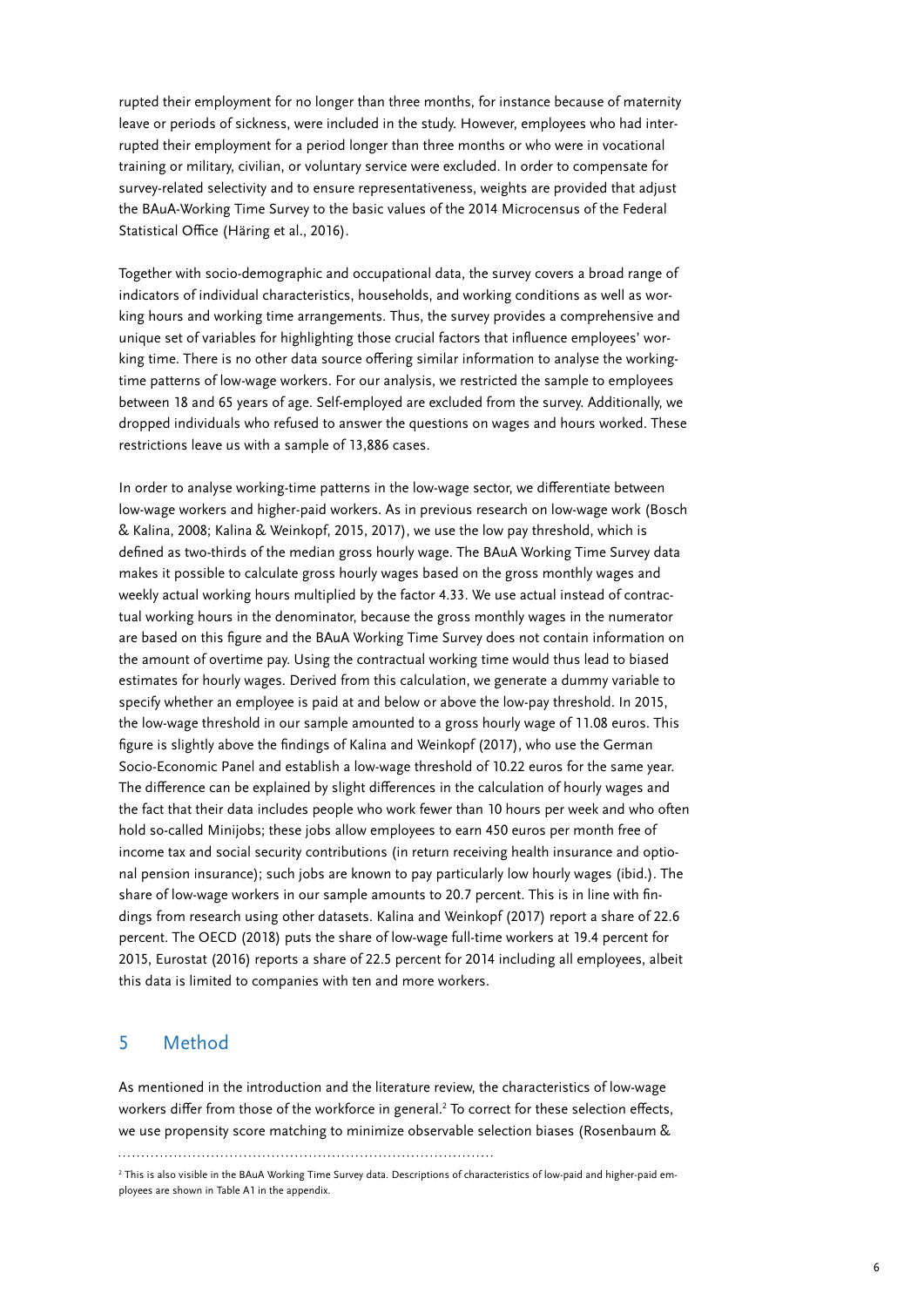rupted their employment for no longer than three months, for instance because of maternity leave or periods of sickness, were included in the study. However, employees who had interrupted their employment for a period longer than three months or who were in vocational training or military, civilian, or voluntary service were excluded. In order to compensate for survey-related selectivity and to ensure representativeness, weights are provided that adjust the BAuA-Working Time Survey to the basic values of the 2014 Microcensus of the Federal Statistical Office (Häring et al., 2016).

Together with socio-demographic and occupational data, the survey covers a broad range of indicators of individual characteristics, households, and working conditions as well as working hours and working time arrangements. Thus, the survey provides a comprehensive and unique set of variables for highlighting those crucial factors that influence employees' working time. There is no other data source offering similar information to analyse the working-time patterns of low-wage workers. For our analysis, we restricted the sample to employees between 18 and 65 years of age. Self-employed are excluded from the survey. Additionally, we dropped individuals who refused to answer the questions on wages and hours worked. These restrictions leave us with a sample of 13,886 cases.

In order to analyse working-time patterns in the low-wage sector, we differentiate between low-wage workers and higher-paid workers. As in previous research on low-wage work (Bosch & Kalina, 2008; Kalina & Weinkopf, 2015, 2017), we use the low pay threshold, which is defined as two-thirds of the median gross hourly wage. The BAuA Working Time Survey data makes it possible to calculate gross hourly wages based on the gross monthly wages and weekly actual working hours multiplied by the factor 4.33. We use actual instead of contractual working hours in the denominator, because the gross monthly wages in the numerator are based on this figure and the BAuA Working Time Survey does not contain information on the amount of overtime pay. Using the contractual working time would thus lead to biased estimates for hourly wages. Derived from this calculation, we generate a dummy variable to specify whether an employee is paid at and below or above the low-pay threshold. In 2015, the low-wage threshold in our sample amounted to a gross hourly wage of 11.08 euros. This figure is slightly above the findings of Kalina and Weinkopf (2017), who use the German Socio-Economic Panel and establish a low-wage threshold of 10.22 euros for the same year. The difference can be explained by slight differences in the calculation of hourly wages and the fact that their data includes people who work fewer than 10 hours per week and who often hold so-called Minijobs; these jobs allow employees to earn 450 euros per month free of income tax and social security contributions (in return receiving health insurance and optional pension insurance); such jobs are known to pay particularly low hourly wages (ibid.). The share of low-wage workers in our sample amounts to 20.7 percent. This is in line with findings from research using other datasets. Kalina and Weinkopf (2017) report a share of 22.6 percent. The OECD (2018) puts the share of low-wage full-time workers at 19.4 percent for 2015, Eurostat (2016) reports a share of 22.5 percent for 2014 including all employees, albeit this data is limited to companies with ten and more workers.

## 5 Method

As mentioned in the introduction and the literature review, the characteristics of low-wage workers differ from those of the workforce in general.[2] To correct for these selection effects, we use propensity score matching to minimize observable selection biases (Rosenbaum &

[2] This is also visible in the BAuA Working Time Survey data. Descriptions of characteristics of low-paid and higher-paid employees are shown in Table A1 in the appendix.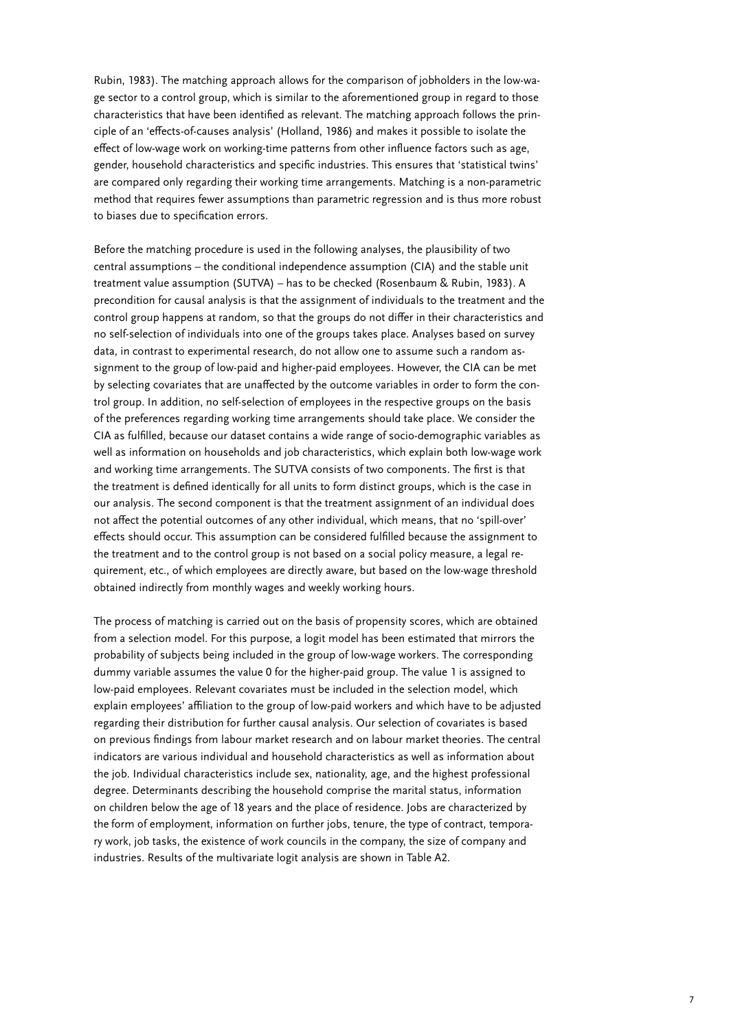Rubin, 1983). The matching approach allows for the comparison of jobholders in the low-wage sector to a control group, which is similar to the aforementioned group in regard to those characteristics that have been identified as relevant. The matching approach follows the principle of an 'effects-of-causes analysis' (Holland, 1986) and makes it possible to isolate the effect of low-wage work on working-time patterns from other influence factors such as age, gender, household characteristics and specific industries. This ensures that 'statistical twins' are compared only regarding their working time arrangements. Matching is a non-parametric method that requires fewer assumptions than parametric regression and is thus more robust to biases due to specification errors.

Before the matching procedure is used in the following analyses, the plausibility of two central assumptions – the conditional independence assumption (CIA) and the stable unit treatment value assumption (SUTVA) – has to be checked (Rosenbaum & Rubin, 1983). A precondition for causal analysis is that the assignment of individuals to the treatment and the control group happens at random, so that the groups do not differ in their characteristics and no self-selection of individuals into one of the groups takes place. Analyses based on survey data, in contrast to experimental research, do not allow one to assume such a random assignment to the group of low-paid and higher-paid employees. However, the CIA can be met by selecting covariates that are unaffected by the outcome variables in order to form the control group. In addition, no self-selection of employees in the respective groups on the basis of the preferences regarding working time arrangements should take place. We consider the CIA as fulfilled, because our dataset contains a wide range of socio-demographic variables as well as information on households and job characteristics, which explain both low-wage work and working time arrangements. The SUTVA consists of two components. The first is that the treatment is defined identically for all units to form distinct groups, which is the case in our analysis. The second component is that the treatment assignment of an individual does not affect the potential outcomes of any other individual, which means, that no 'spill-over' effects should occur. This assumption can be considered fulfilled because the assignment to the treatment and to the control group is not based on a social policy measure, a legal requirement, etc., of which employees are directly aware, but based on the low-wage threshold obtained indirectly from monthly wages and weekly working hours.

The process of matching is carried out on the basis of propensity scores, which are obtained from a selection model. For this purpose, a logit model has been estimated that mirrors the probability of subjects being included in the group of low-wage workers. The corresponding dummy variable assumes the value 0 for the higher-paid group. The value 1 is assigned to low-paid employees. Relevant covariates must be included in the selection model, which explain employees' affiliation to the group of low-paid workers and which have to be adjusted regarding their distribution for further causal analysis. Our selection of covariates is based on previous findings from labour market research and on labour market theories. The central indicators are various individual and household characteristics as well as information about the job. Individual characteristics include sex, nationality, age, and the highest professional degree. Determinants describing the household comprise the marital status, information on children below the age of 18 years and the place of residence. Jobs are characterized by the form of employment, information on further jobs, tenure, the type of contract, temporary work, job tasks, the existence of work councils in the company, the size of company and industries. Results of the multivariate logit analysis are shown in Table A2.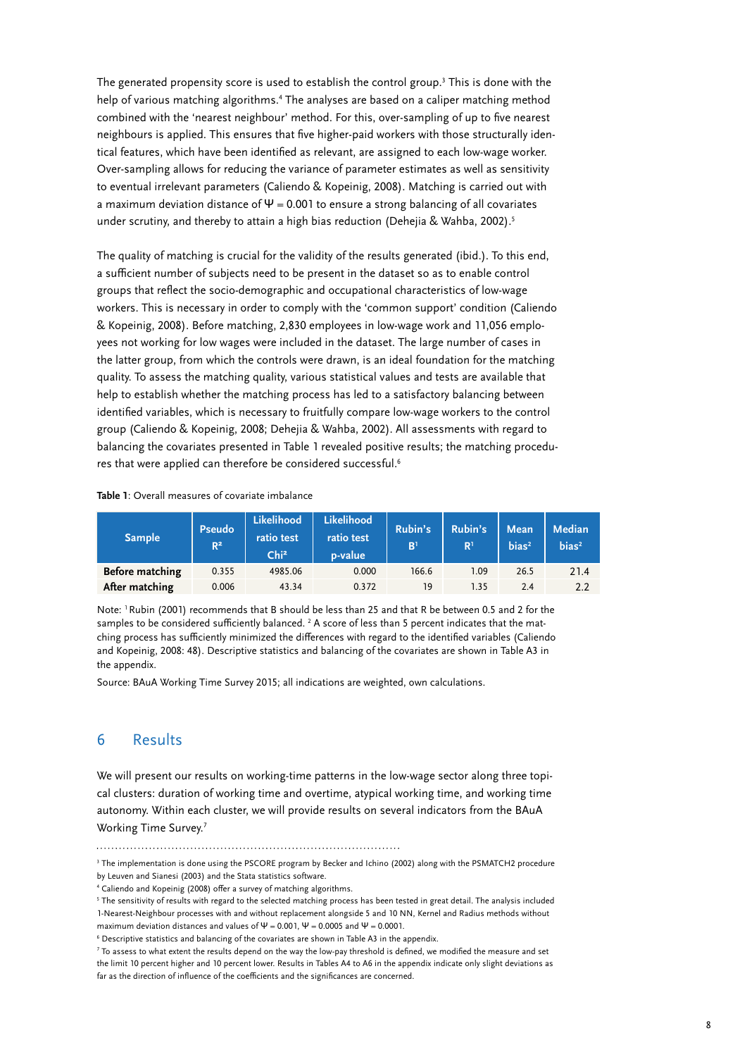The generated propensity score is used to establish the control group.[3] This is done with the help of various matching algorithms.[4] The analyses are based on a caliper matching method combined with the 'nearest neighbour' method. For this, over-sampling of up to five nearest neighbours is applied. This ensures that five higher-paid workers with those structurally identical features, which have been identified as relevant, are assigned to each low-wage worker. Over-sampling allows for reducing the variance of parameter estimates as well as sensitivity to eventual irrelevant parameters (Caliendo & Kopeinig, 2008). Matching is carried out with a maximum deviation distance of $\Psi = 0.001$ to ensure a strong balancing of all covariates under scrutiny, and thereby to attain a high bias reduction (Dehejia & Wahba, 2002).[5]

The quality of matching is crucial for the validity of the results generated (ibid.). To this end, a sufficient number of subjects need to be present in the dataset so as to enable control groups that reflect the socio-demographic and occupational characteristics of low-wage workers. This is necessary in order to comply with the 'common support' condition (Caliendo & Kopeinig, 2008). Before matching, 2,830 employees in low-wage work and 11,056 employees not working for low wages were included in the dataset. The large number of cases in the latter group, from which the controls were drawn, is an ideal foundation for the matching quality. To assess the matching quality, various statistical values and tests are available that help to establish whether the matching process has led to a satisfactory balancing between identified variables, which is necessary to fruitfully compare low-wage workers to the control group (Caliendo & Kopeinig, 2008; Dehejia & Wahba, 2002). All assessments with regard to balancing the covariates presented in Table 1 revealed positive results; the matching procedures that were applied can therefore be considered successful.[6]

**Table 1**: Overall measures of covariate imbalance

| Sample | Pseudo $R^2$ | Likelihood ratio test $Chi^2$ | Likelihood ratio test p-value | Rubin's B[1] | Rubin's R[1] | Mean bias[2] | Median bias[2] |
|---|---|---|---|---|---|---|---|
| **Before matching** | 0.355 | 4985.06 | 0.000 | 166.6 | 1.09 | 26.5 | 21.4 |
| **After matching** | 0.006 | 43.34 | 0.372 | 19 | 1.35 | 2.4 | 2.2 |

Note: [1] Rubin (2001) recommends that B should be less than 25 and that R be between 0.5 and 2 for the samples to be considered sufficiently balanced. [2] A score of less than 5 percent indicates that the matching process has sufficiently minimized the differences with regard to the identified variables (Caliendo and Kopeinig, 2008: 48). Descriptive statistics and balancing of the covariates are shown in Table A3 in the appendix.

Source: BAuA Working Time Survey 2015; all indications are weighted, own calculations.

## 6 Results

We will present our results on working-time patterns in the low-wage sector along three topical clusters: duration of working time and overtime, atypical working time, and working time autonomy. Within each cluster, we will provide results on several indicators from the BAuA Working Time Survey.[7]

---

[3] The implementation is done using the PSCORE program by Becker and Ichino (2002) along with the PSMATCH2 procedure by Leuven and Sianesi (2003) and the Stata statistics software.

[4] Caliendo and Kopeinig (2008) offer a survey of matching algorithms.

[5] The sensitivity of results with regard to the selected matching process has been tested in great detail. The analysis included 1-Nearest-Neighbour processes with and without replacement alongside 5 and 10 NN, Kernel and Radius methods without maximum deviation distances and values of $\Psi = 0.001$, $\Psi = 0.0005$ and $\Psi = 0.0001$.

[6] Descriptive statistics and balancing of the covariates are shown in Table A3 in the appendix.

[7] To assess to what extent the results depend on the way the low-pay threshold is defined, we modified the measure and set the limit 10 percent higher and 10 percent lower. Results in Tables A4 to A6 in the appendix indicate only slight deviations as far as the direction of influence of the coefficients and the significances are concerned.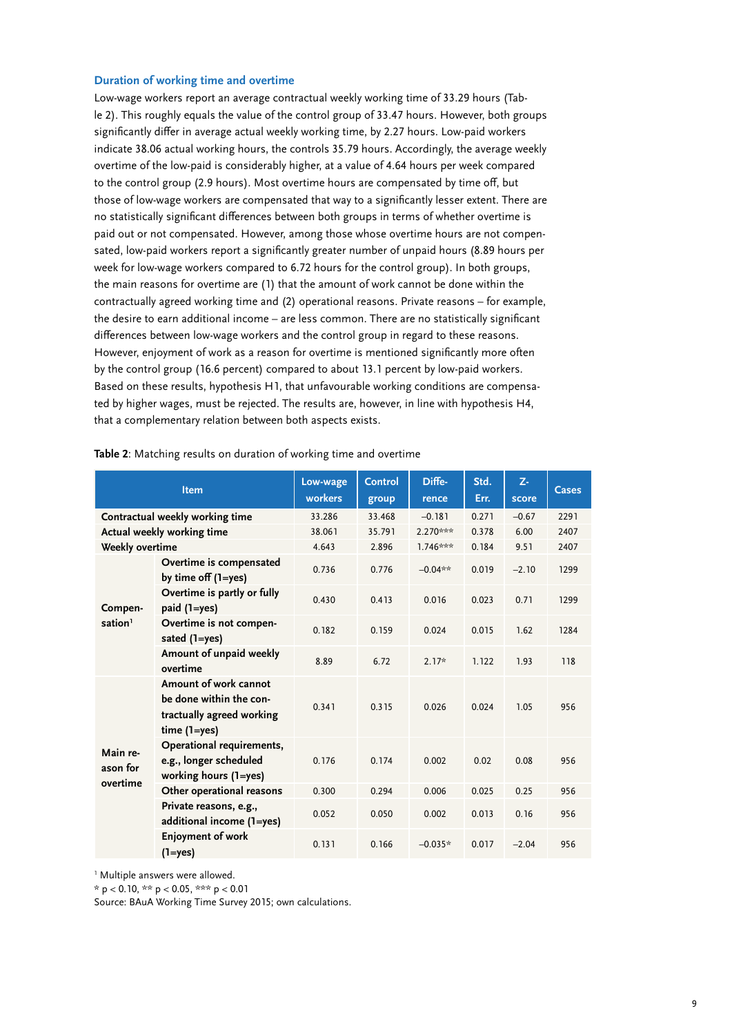### Duration of working time and overtime

Low-wage workers report an average contractual weekly working time of 33.29 hours (Table 2). This roughly equals the value of the control group of 33.47 hours. However, both groups significantly differ in average actual weekly working time, by 2.27 hours. Low-paid workers indicate 38.06 actual working hours, the controls 35.79 hours. Accordingly, the average weekly overtime of the low-paid is considerably higher, at a value of 4.64 hours per week compared to the control group (2.9 hours). Most overtime hours are compensated by time off, but those of low-wage workers are compensated that way to a significantly lesser extent. There are no statistically significant differences between both groups in terms of whether overtime is paid out or not compensated. However, among those whose overtime hours are not compensated, low-paid workers report a significantly greater number of unpaid hours (8.89 hours per week for low-wage workers compared to 6.72 hours for the control group). In both groups, the main reasons for overtime are (1) that the amount of work cannot be done within the contractually agreed working time and (2) operational reasons. Private reasons – for example, the desire to earn additional income – are less common. There are no statistically significant differences between low-wage workers and the control group in regard to these reasons. However, enjoyment of work as a reason for overtime is mentioned significantly more often by the control group (16.6 percent) compared to about 13.1 percent by low-paid workers. Based on these results, hypothesis H1, that unfavourable working conditions are compensated by higher wages, must be rejected. The results are, however, in line with hypothesis H4, that a complementary relation between both aspects exists.

**Table 2**: Matching results on duration of working time and overtime

| Item | | Low-wage workers | Control group | Difference | Std. Err. | Z-score | Cases |
|---|---|---|---|---|---|---|---|
| Contractual weekly working time | | 33.286 | 33.468 | –0.181 | 0.271 | –0.67 | 2291 |
| Actual weekly working time | | 38.061 | 35.791 | 2.270*** | 0.378 | 6.00 | 2407 |
| Weekly overtime | | 4.643 | 2.896 | 1.746*** | 0.184 | 9.51 | 2407 |
| Compensation[1] | Overtime is compensated by time off (1=yes) | 0.736 | 0.776 | –0.04** | 0.019 | –2.10 | 1299 |
| | Overtime is partly or fully paid (1=yes) | 0.430 | 0.413 | 0.016 | 0.023 | 0.71 | 1299 |
| | Overtime is not compensated (1=yes) | 0.182 | 0.159 | 0.024 | 0.015 | 1.62 | 1284 |
| | Amount of unpaid weekly overtime | 8.89 | 6.72 | 2.17* | 1.122 | 1.93 | 118 |
| Main reason for overtime | Amount of work cannot be done within the contractually agreed working time (1=yes) | 0.341 | 0.315 | 0.026 | 0.024 | 1.05 | 956 |
| | Operational requirements, e.g., longer scheduled working hours (1=yes) | 0.176 | 0.174 | 0.002 | 0.02 | 0.08 | 956 |
| | Other operational reasons | 0.300 | 0.294 | 0.006 | 0.025 | 0.25 | 956 |
| | Private reasons, e.g., additional income (1=yes) | 0.052 | 0.050 | 0.002 | 0.013 | 0.16 | 956 |
| | Enjoyment of work (1=yes) | 0.131 | 0.166 | –0.035* | 0.017 | –2.04 | 956 |

[1] Multiple answers were allowed.

* p < 0.10, ** p < 0.05, *** p < 0.01

Source: BAuA Working Time Survey 2015; own calculations.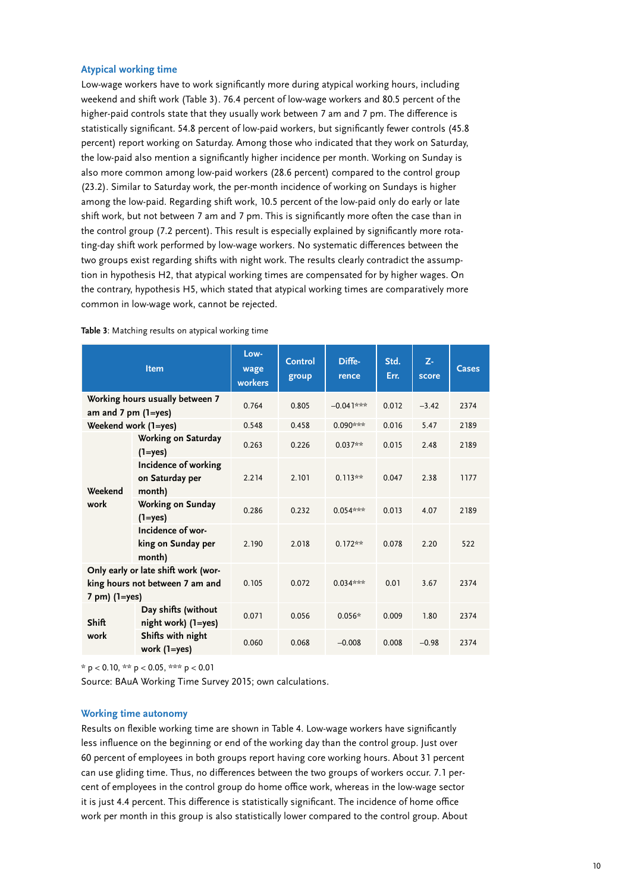### Atypical working time

Low-wage workers have to work significantly more during atypical working hours, including weekend and shift work (Table 3). 76.4 percent of low-wage workers and 80.5 percent of the higher-paid controls state that they usually work between 7 am and 7 pm. The difference is statistically significant. 54.8 percent of low-paid workers, but significantly fewer controls (45.8 percent) report working on Saturday. Among those who indicated that they work on Saturday, the low-paid also mention a significantly higher incidence per month. Working on Sunday is also more common among low-paid workers (28.6 percent) compared to the control group (23.2). Similar to Saturday work, the per-month incidence of working on Sundays is higher among the low-paid. Regarding shift work, 10.5 percent of the low-paid only do early or late shift work, but not between 7 am and 7 pm. This is significantly more often the case than in the control group (7.2 percent). This result is especially explained by significantly more rotating-day shift work performed by low-wage workers. No systematic differences between the two groups exist regarding shifts with night work. The results clearly contradict the assumption in hypothesis H2, that atypical working times are compensated for by higher wages. On the contrary, hypothesis H5, which stated that atypical working times are comparatively more common in low-wage work, cannot be rejected.

**Table 3**: Matching results on atypical working time

| Item | | Low-wage workers | Control group | Difference | Std. Err. | Z-score | Cases |
|---|---|---|---|---|---|---|---|
| Working hours usually between 7 am and 7 pm (1=yes) | | 0.764 | 0.805 | −0.041*** | 0.012 | −3.42 | 2374 |
| Weekend work (1=yes) | | 0.548 | 0.458 | 0.090*** | 0.016 | 5.47 | 2189 |
| Weekend work | Working on Saturday (1=yes) | 0.263 | 0.226 | 0.037** | 0.015 | 2.48 | 2189 |
| | Incidence of working on Saturday per month) | 2.214 | 2.101 | 0.113** | 0.047 | 2.38 | 1177 |
| | Working on Sunday (1=yes) | 0.286 | 0.232 | 0.054*** | 0.013 | 4.07 | 2189 |
| | Incidence of working on Sunday per month) | 2.190 | 2.018 | 0.172** | 0.078 | 2.20 | 522 |
| Only early or late shift work (working hours not between 7 am and 7 pm) (1=yes) | | 0.105 | 0.072 | 0.034*** | 0.01 | 3.67 | 2374 |
| Shift work | Day shifts (without night work) (1=yes) | 0.071 | 0.056 | 0.056* | 0.009 | 1.80 | 2374 |
| | Shifts with night work (1=yes) | 0.060 | 0.068 | −0.008 | 0.008 | −0.98 | 2374 |

\* p < 0.10, ** p < 0.05, *** p < 0.01

Source: BAuA Working Time Survey 2015; own calculations.

### Working time autonomy

Results on flexible working time are shown in Table 4. Low-wage workers have significantly less influence on the beginning or end of the working day than the control group. Just over 60 percent of employees in both groups report having core working hours. About 31 percent can use gliding time. Thus, no differences between the two groups of workers occur. 7.1 percent of employees in the control group do home office work, whereas in the low-wage sector it is just 4.4 percent. This difference is statistically significant. The incidence of home office work per month in this group is also statistically lower compared to the control group. About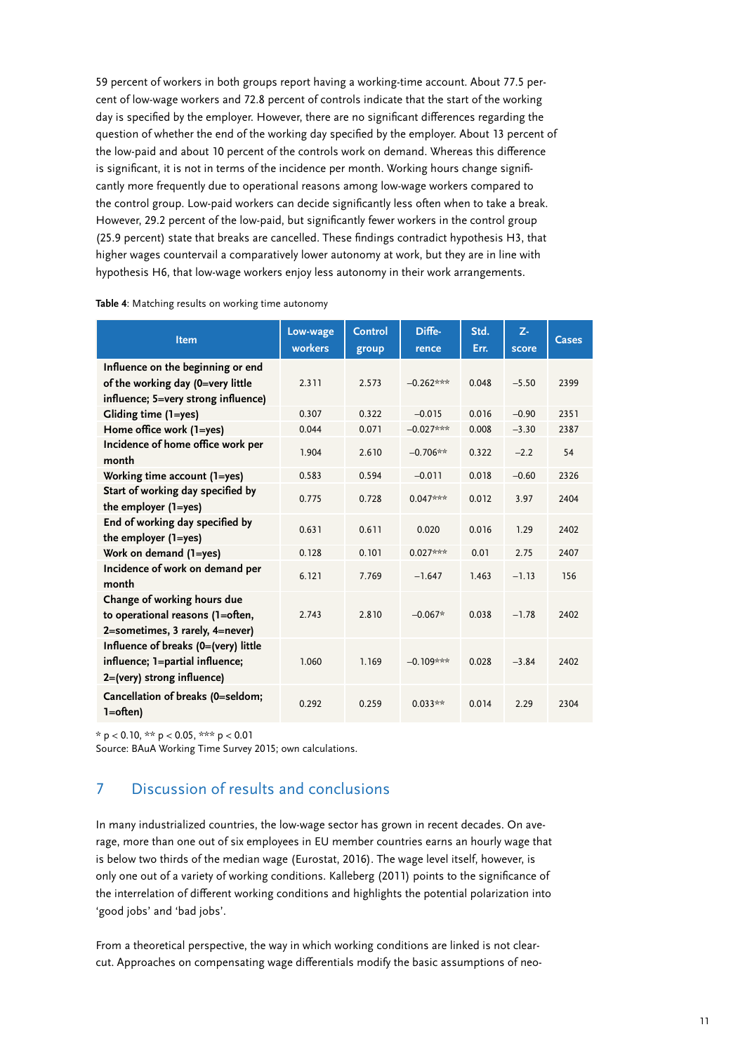59 percent of workers in both groups report having a working-time account. About 77.5 percent of low-wage workers and 72.8 percent of controls indicate that the start of the working day is specified by the employer. However, there are no significant differences regarding the question of whether the end of the working day specified by the employer. About 13 percent of the low-paid and about 10 percent of the controls work on demand. Whereas this difference is significant, it is not in terms of the incidence per month. Working hours change significantly more frequently due to operational reasons among low-wage workers compared to the control group. Low-paid workers can decide significantly less often when to take a break. However, 29.2 percent of the low-paid, but significantly fewer workers in the control group (25.9 percent) state that breaks are cancelled. These findings contradict hypothesis H3, that higher wages countervail a comparatively lower autonomy at work, but they are in line with hypothesis H6, that low-wage workers enjoy less autonomy in their work arrangements.

**Table 4**: Matching results on working time autonomy

| Item | Low-wage workers | Control group | Difference | Std. Err. | Z-score | Cases |
|---|---|---|---|---|---|---|
| Influence on the beginning or end of the working day (0=very little influence; 5=very strong influence) | 2.311 | 2.573 | −0.262*** | 0.048 | −5.50 | 2399 |
| Gliding time (1=yes) | 0.307 | 0.322 | −0.015 | 0.016 | −0.90 | 2351 |
| Home office work (1=yes) | 0.044 | 0.071 | −0.027*** | 0.008 | −3.30 | 2387 |
| Incidence of home office work per month | 1.904 | 2.610 | −0.706** | 0.322 | −2.2 | 54 |
| Working time account (1=yes) | 0.583 | 0.594 | −0.011 | 0.018 | −0.60 | 2326 |
| Start of working day specified by the employer (1=yes) | 0.775 | 0.728 | 0.047*** | 0.012 | 3.97 | 2404 |
| End of working day specified by the employer (1=yes) | 0.631 | 0.611 | 0.020 | 0.016 | 1.29 | 2402 |
| Work on demand (1=yes) | 0.128 | 0.101 | 0.027*** | 0.01 | 2.75 | 2407 |
| Incidence of work on demand per month | 6.121 | 7.769 | −1.647 | 1.463 | −1.13 | 156 |
| Change of working hours due to operational reasons (1=often, 2=sometimes, 3 rarely, 4=never) | 2.743 | 2.810 | −0.067* | 0.038 | −1.78 | 2402 |
| Influence of breaks (0=(very) little influence; 1=partial influence; 2=(very) strong influence) | 1.060 | 1.169 | −0.109*** | 0.028 | −3.84 | 2402 |
| Cancellation of breaks (0=seldom; 1=often) | 0.292 | 0.259 | 0.033** | 0.014 | 2.29 | 2304 |

* $p < 0.10$, ** $p < 0.05$, *** $p < 0.01$
Source: BAuA Working Time Survey 2015; own calculations.

## 7 Discussion of results and conclusions

In many industrialized countries, the low-wage sector has grown in recent decades. On average, more than one out of six employees in EU member countries earns an hourly wage that is below two thirds of the median wage (Eurostat, 2016). The wage level itself, however, is only one out of a variety of working conditions. Kalleberg (2011) points to the significance of the interrelation of different working conditions and highlights the potential polarization into 'good jobs' and 'bad jobs'.

From a theoretical perspective, the way in which working conditions are linked is not clear-cut. Approaches on compensating wage differentials modify the basic assumptions of neo-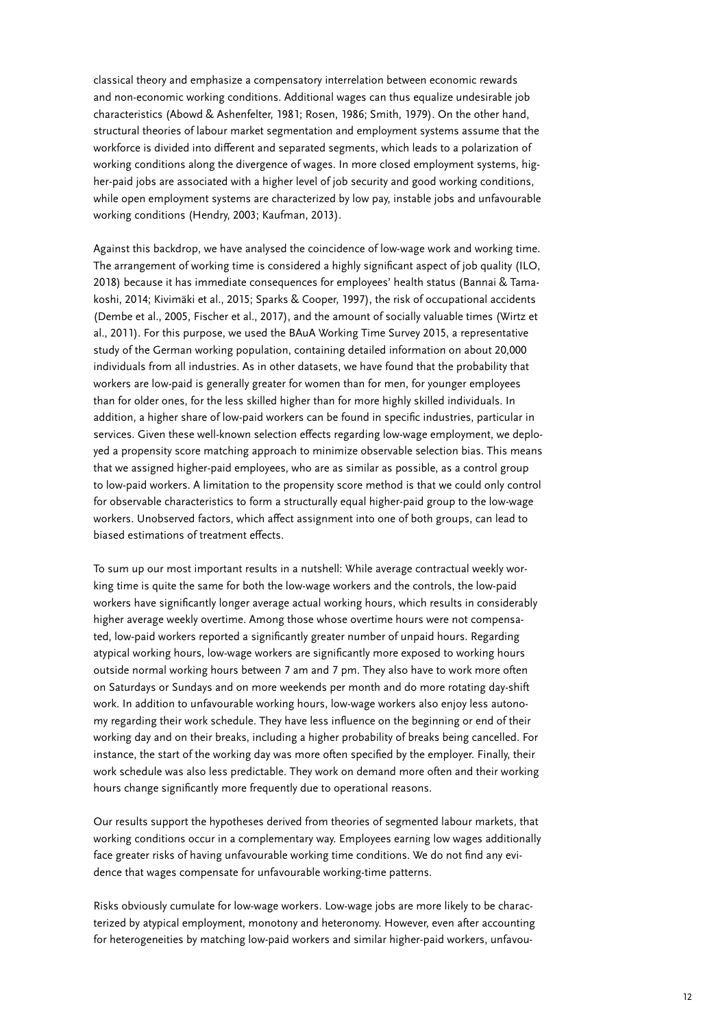classical theory and emphasize a compensatory interrelation between economic rewards and non-economic working conditions. Additional wages can thus equalize undesirable job characteristics (Abowd & Ashenfelter, 1981; Rosen, 1986; Smith, 1979). On the other hand, structural theories of labour market segmentation and employment systems assume that the workforce is divided into different and separated segments, which leads to a polarization of working conditions along the divergence of wages. In more closed employment systems, higher-paid jobs are associated with a higher level of job security and good working conditions, while open employment systems are characterized by low pay, instable jobs and unfavourable working conditions (Hendry, 2003; Kaufman, 2013).

Against this backdrop, we have analysed the coincidence of low-wage work and working time. The arrangement of working time is considered a highly significant aspect of job quality (ILO, 2018) because it has immediate consequences for employees' health status (Bannai & Tamakoshi, 2014; Kivimäki et al., 2015; Sparks & Cooper, 1997), the risk of occupational accidents (Dembe et al., 2005, Fischer et al., 2017), and the amount of socially valuable times (Wirtz et al., 2011). For this purpose, we used the BAuA Working Time Survey 2015, a representative study of the German working population, containing detailed information on about 20,000 individuals from all industries. As in other datasets, we have found that the probability that workers are low-paid is generally greater for women than for men, for younger employees than for older ones, for the less skilled higher than for more highly skilled individuals. In addition, a higher share of low-paid workers can be found in specific industries, particular in services. Given these well-known selection effects regarding low-wage employment, we deployed a propensity score matching approach to minimize observable selection bias. This means that we assigned higher-paid employees, who are as similar as possible, as a control group to low-paid workers. A limitation to the propensity score method is that we could only control for observable characteristics to form a structurally equal higher-paid group to the low-wage workers. Unobserved factors, which affect assignment into one of both groups, can lead to biased estimations of treatment effects.

To sum up our most important results in a nutshell: While average contractual weekly working time is quite the same for both the low-wage workers and the controls, the low-paid workers have significantly longer average actual working hours, which results in considerably higher average weekly overtime. Among those whose overtime hours were not compensated, low-paid workers reported a significantly greater number of unpaid hours. Regarding atypical working hours, low-wage workers are significantly more exposed to working hours outside normal working hours between 7 am and 7 pm. They also have to work more often on Saturdays or Sundays and on more weekends per month and do more rotating day-shift work. In addition to unfavourable working hours, low-wage workers also enjoy less autonomy regarding their work schedule. They have less influence on the beginning or end of their working day and on their breaks, including a higher probability of breaks being cancelled. For instance, the start of the working day was more often specified by the employer. Finally, their work schedule was also less predictable. They work on demand more often and their working hours change significantly more frequently due to operational reasons.

Our results support the hypotheses derived from theories of segmented labour markets, that working conditions occur in a complementary way. Employees earning low wages additionally face greater risks of having unfavourable working time conditions. We do not find any evidence that wages compensate for unfavourable working-time patterns.

Risks obviously cumulate for low-wage workers. Low-wage jobs are more likely to be characterized by atypical employment, monotony and heteronomy. However, even after accounting for heterogeneities by matching low-paid workers and similar higher-paid workers, unfavou-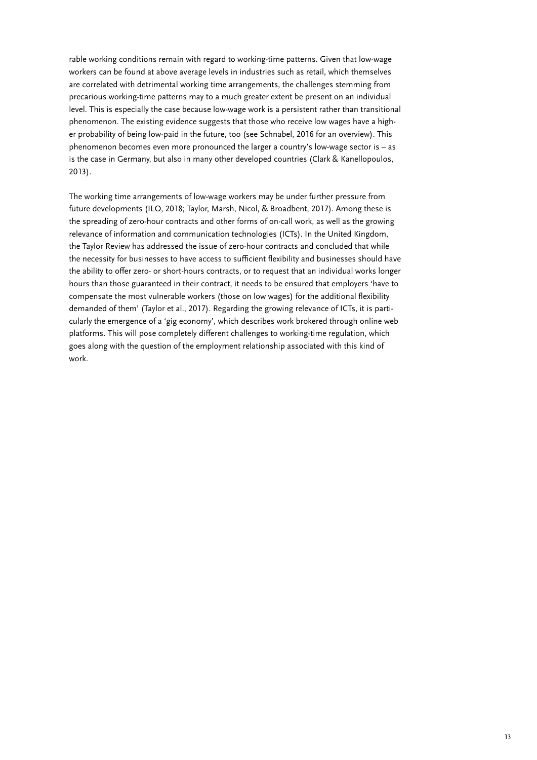rable working conditions remain with regard to working-time patterns. Given that low-wage workers can be found at above average levels in industries such as retail, which themselves are correlated with detrimental working time arrangements, the challenges stemming from precarious working-time patterns may to a much greater extent be present on an individual level. This is especially the case because low-wage work is a persistent rather than transitional phenomenon. The existing evidence suggests that those who receive low wages have a higher probability of being low-paid in the future, too (see Schnabel, 2016 for an overview). This phenomenon becomes even more pronounced the larger a country's low-wage sector is – as is the case in Germany, but also in many other developed countries (Clark & Kanellopoulos, 2013).

The working time arrangements of low-wage workers may be under further pressure from future developments (ILO, 2018; Taylor, Marsh, Nicol, & Broadbent, 2017). Among these is the spreading of zero-hour contracts and other forms of on-call work, as well as the growing relevance of information and communication technologies (ICTs). In the United Kingdom, the Taylor Review has addressed the issue of zero-hour contracts and concluded that while the necessity for businesses to have access to sufficient flexibility and businesses should have the ability to offer zero- or short-hours contracts, or to request that an individual works longer hours than those guaranteed in their contract, it needs to be ensured that employers 'have to compensate the most vulnerable workers (those on low wages) for the additional flexibility demanded of them' (Taylor et al., 2017). Regarding the growing relevance of ICTs, it is particularly the emergence of a 'gig economy', which describes work brokered through online web platforms. This will pose completely different challenges to working-time regulation, which goes along with the question of the employment relationship associated with this kind of work.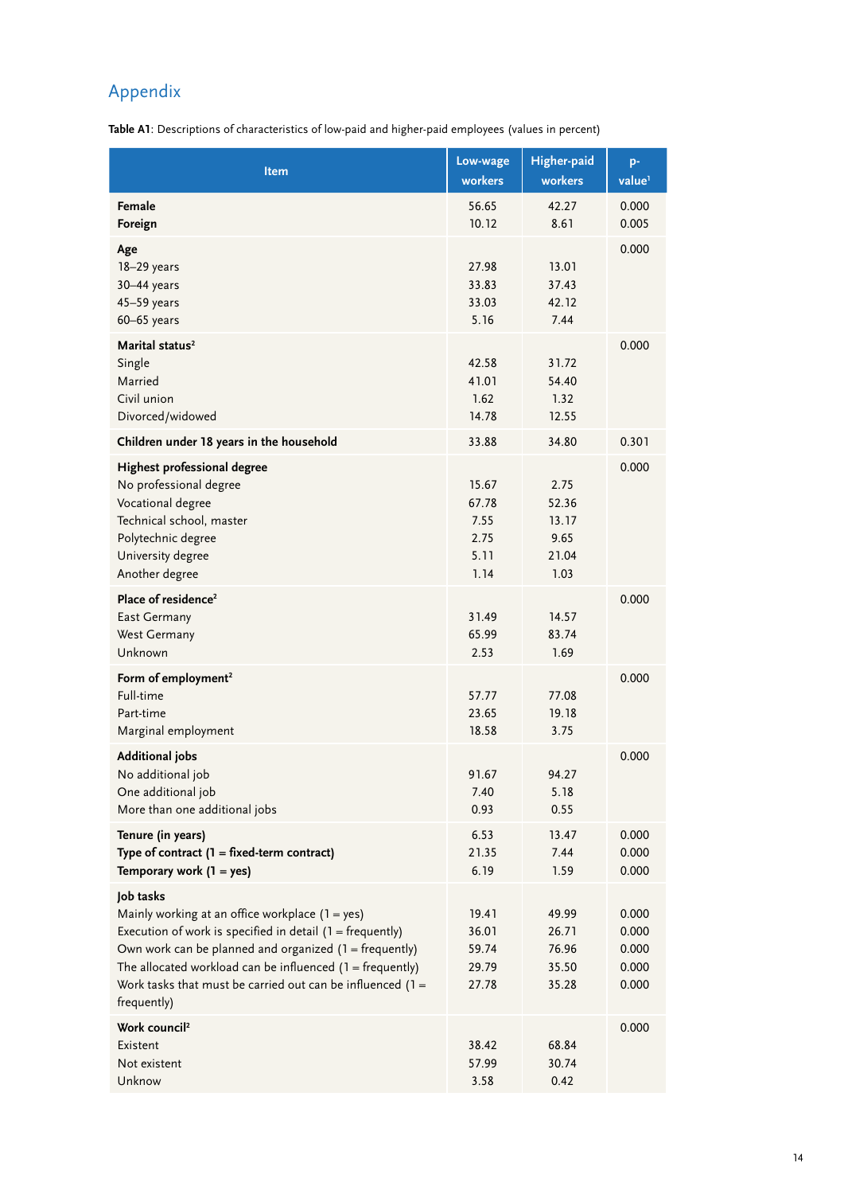## Appendix

**Table A1**: Descriptions of characteristics of low-paid and higher-paid employees (values in percent)

| Item | Low-wage workers | Higher-paid workers | p-value[1] |
|---|---|---|---|
| **Female** | 56.65 | 42.27 | 0.000 |
| **Foreign** | 10.12 | 8.61 | 0.005 |
| **Age** | | | 0.000 |
| 18–29 years | 27.98 | 13.01 | |
| 30–44 years | 33.83 | 37.43 | |
| 45–59 years | 33.03 | 42.12 | |
| 60–65 years | 5.16 | 7.44 | |
| **Marital status**[2] | | | 0.000 |
| Single | 42.58 | 31.72 | |
| Married | 41.01 | 54.40 | |
| Civil union | 1.62 | 1.32 | |
| Divorced/widowed | 14.78 | 12.55 | |
| **Children under 18 years in the household** | 33.88 | 34.80 | 0.301 |
| **Highest professional degree** | | | 0.000 |
| No professional degree | 15.67 | 2.75 | |
| Vocational degree | 67.78 | 52.36 | |
| Technical school, master | 7.55 | 13.17 | |
| Polytechnic degree | 2.75 | 9.65 | |
| University degree | 5.11 | 21.04 | |
| Another degree | 1.14 | 1.03 | |
| **Place of residence**[2] | | | 0.000 |
| East Germany | 31.49 | 14.57 | |
| West Germany | 65.99 | 83.74 | |
| Unknown | 2.53 | 1.69 | |
| **Form of employment**[2] | | | 0.000 |
| Full-time | 57.77 | 77.08 | |
| Part-time | 23.65 | 19.18 | |
| Marginal employment | 18.58 | 3.75 | |
| **Additional jobs** | | | 0.000 |
| No additional job | 91.67 | 94.27 | |
| One additional job | 7.40 | 5.18 | |
| More than one additional jobs | 0.93 | 0.55 | |
| **Tenure (in years)** | 6.53 | 13.47 | 0.000 |
| **Type of contract (1 = fixed-term contract)** | 21.35 | 7.44 | 0.000 |
| **Temporary work (1 = yes)** | 6.19 | 1.59 | 0.000 |
| **Job tasks** | | | |
| Mainly working at an office workplace (1 = yes) | 19.41 | 49.99 | 0.000 |
| Execution of work is specified in detail (1 = frequently) | 36.01 | 26.71 | 0.000 |
| Own work can be planned and organized (1 = frequently) | 59.74 | 76.96 | 0.000 |
| The allocated workload can be influenced (1 = frequently) | 29.79 | 35.50 | 0.000 |
| Work tasks that must be carried out can be influenced (1 = frequently) | 27.78 | 35.28 | 0.000 |
| **Work council**[2] | | | 0.000 |
| Existent | 38.42 | 68.84 | |
| Not existent | 57.99 | 30.74 | |
| Unknow | 3.58 | 0.42 | |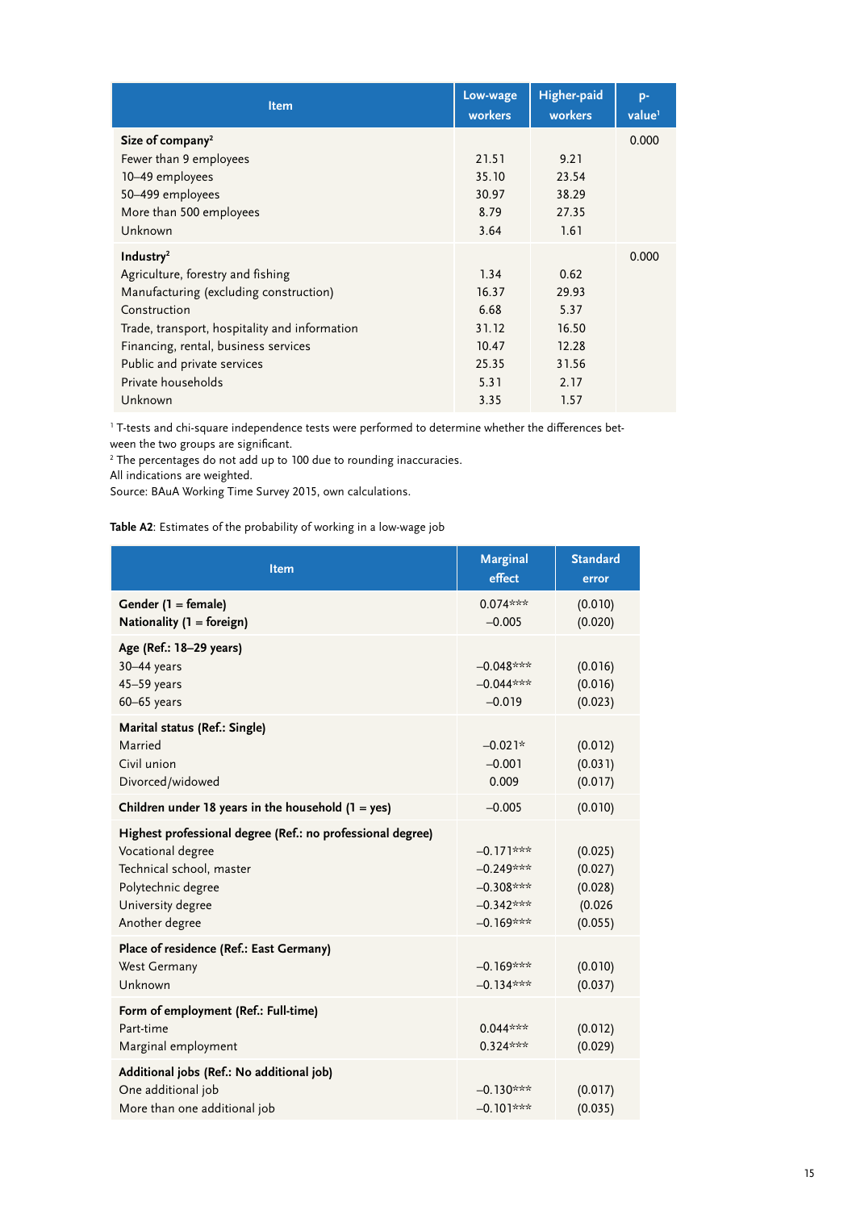| Item | Low-wage workers | Higher-paid workers | p-value[1] |
|---|---|---|---|
| **Size of company**[2] | | | 0.000 |
| Fewer than 9 employees | 21.51 | 9.21 | |
| 10–49 employees | 35.10 | 23.54 | |
| 50–499 employees | 30.97 | 38.29 | |
| More than 500 employees | 8.79 | 27.35 | |
| Unknown | 3.64 | 1.61 | |
| **Industry**[2] | | | 0.000 |
| Agriculture, forestry and fishing | 1.34 | 0.62 | |
| Manufacturing (excluding construction) | 16.37 | 29.93 | |
| Construction | 6.68 | 5.37 | |
| Trade, transport, hospitality and information | 31.12 | 16.50 | |
| Financing, rental, business services | 10.47 | 12.28 | |
| Public and private services | 25.35 | 31.56 | |
| Private households | 5.31 | 2.17 | |
| Unknown | 3.35 | 1.57 | |

[1] T-tests and chi-square independence tests were performed to determine whether the differences between the two groups are significant.
[2] The percentages do not add up to 100 due to rounding inaccuracies.
All indications are weighted.
Source: BAuA Working Time Survey 2015, own calculations.

**Table A2**: Estimates of the probability of working in a low-wage job

| Item | Marginal effect | Standard error |
|---|---|---|
| **Gender (1 = female)** | 0.074*** | (0.010) |
| **Nationality (1 = foreign)** | –0.005 | (0.020) |
| **Age (Ref.: 18–29 years)** | | |
| 30–44 years | –0.048*** | (0.016) |
| 45–59 years | –0.044*** | (0.016) |
| 60–65 years | –0.019 | (0.023) |
| **Marital status (Ref.: Single)** | | |
| Married | –0.021* | (0.012) |
| Civil union | –0.001 | (0.031) |
| Divorced/widowed | 0.009 | (0.017) |
| **Children under 18 years in the household (1 = yes)** | –0.005 | (0.010) |
| **Highest professional degree (Ref.: no professional degree)** | | |
| Vocational degree | –0.171*** | (0.025) |
| Technical school, master | –0.249*** | (0.027) |
| Polytechnic degree | –0.308*** | (0.028) |
| University degree | –0.342*** | (0.026 |
| Another degree | –0.169*** | (0.055) |
| **Place of residence (Ref.: East Germany)** | | |
| West Germany | –0.169*** | (0.010) |
| Unknown | –0.134*** | (0.037) |
| **Form of employment (Ref.: Full-time)** | | |
| Part-time | 0.044*** | (0.012) |
| Marginal employment | 0.324*** | (0.029) |
| **Additional jobs (Ref.: No additional job)** | | |
| One additional job | –0.130*** | (0.017) |
| More than one additional job | –0.101*** | (0.035) |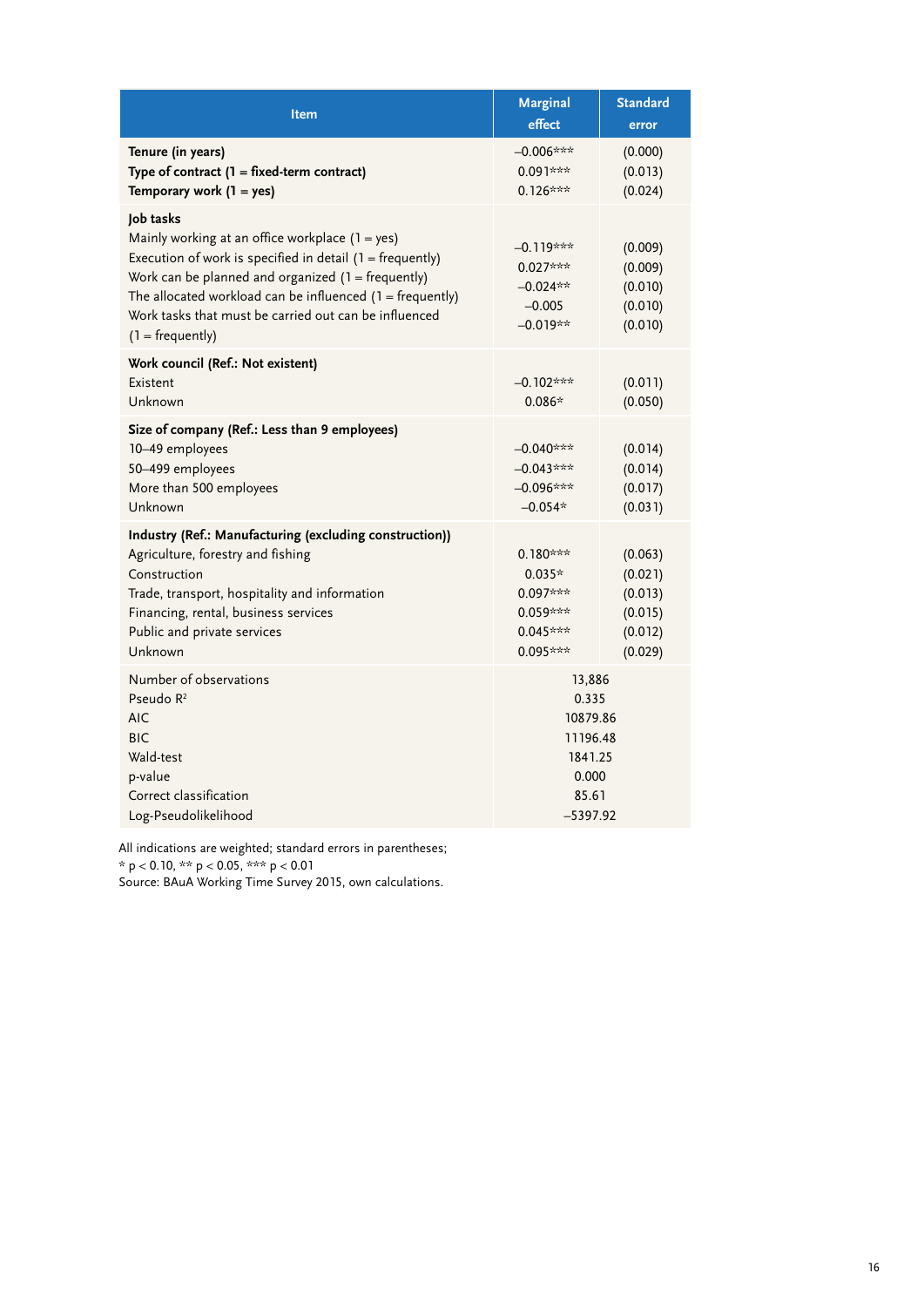| Item | Marginal effect | Standard error |
|---|---|---|
| **Tenure (in years)** | –0.006*** | (0.000) |
| **Type of contract (1 = fixed-term contract)** | 0.091*** | (0.013) |
| **Temporary work (1 = yes)** | 0.126*** | (0.024) |
| **Job tasks** | | |
| Mainly working at an office workplace (1 = yes) | –0.119*** | (0.009) |
| Execution of work is specified in detail (1 = frequently) | 0.027*** | (0.009) |
| Work can be planned and organized (1 = frequently) | –0.024** | (0.010) |
| The allocated workload can be influenced (1 = frequently) | –0.005 | (0.010) |
| Work tasks that must be carried out can be influenced (1 = frequently) | –0.019** | (0.010) |
| **Work council (Ref.: Not existent)** | | |
| Existent | –0.102*** | (0.011) |
| Unknown | 0.086* | (0.050) |
| **Size of company (Ref.: Less than 9 employees)** | | |
| 10–49 employees | –0.040*** | (0.014) |
| 50–499 employees | –0.043*** | (0.014) |
| More than 500 employees | –0.096*** | (0.017) |
| Unknown | –0.054* | (0.031) |
| **Industry (Ref.: Manufacturing (excluding construction))** | | |
| Agriculture, forestry and fishing | 0.180*** | (0.063) |
| Construction | 0.035* | (0.021) |
| Trade, transport, hospitality and information | 0.097*** | (0.013) |
| Financing, rental, business services | 0.059*** | (0.015) |
| Public and private services | 0.045*** | (0.012) |
| Unknown | 0.095*** | (0.029) |
| Number of observations | 13,886 | |
| Pseudo $R^2$ | 0.335 | |
| AIC | 10879.86 | |
| BIC | 11196.48 | |
| Wald-test | 1841.25 | |
| p-value | 0.000 | |
| Correct classification | 85.61 | |
| Log-Pseudolikelihood | –5397.92 | |

All indications are weighted; standard errors in parentheses;
* $p < 0.10$, ** $p < 0.05$, *** $p < 0.01$
Source: BAuA Working Time Survey 2015, own calculations.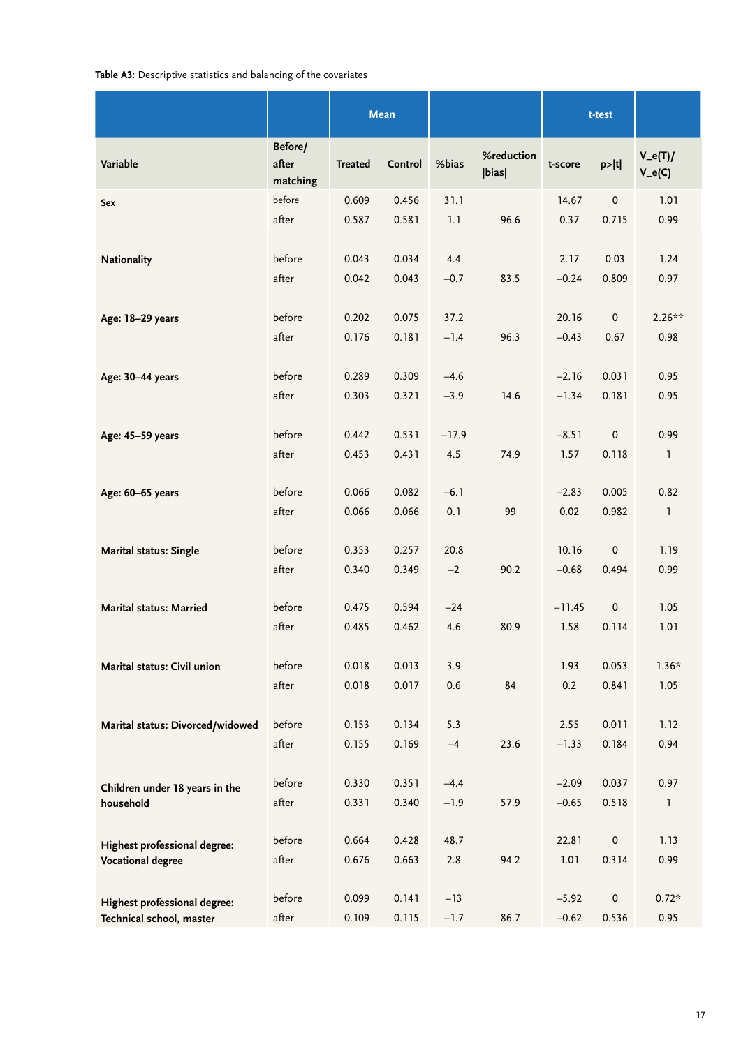**Table A3**: Descriptive statistics and balancing of the covariates

| | | Mean | | | | t-test | | |
|---|---|---|---|---|---|---|---|---|
| Variable | Before/ after matching | Treated | Control | %bias | %reduction \|bias\| | t-score | p>\|t\| | V_e(T)/ V_e(C) |
| **Sex** | before | 0.609 | 0.456 | 31.1 | | 14.67 | 0 | 1.01 |
| | after | 0.587 | 0.581 | 1.1 | 96.6 | 0.37 | 0.715 | 0.99 |
| **Nationality** | before | 0.043 | 0.034 | 4.4 | | 2.17 | 0.03 | 1.24 |
| | after | 0.042 | 0.043 | −0.7 | 83.5 | −0.24 | 0.809 | 0.97 |
| **Age: 18–29 years** | before | 0.202 | 0.075 | 37.2 | | 20.16 | 0 | 2.26** |
| | after | 0.176 | 0.181 | −1.4 | 96.3 | −0.43 | 0.67 | 0.98 |
| **Age: 30–44 years** | before | 0.289 | 0.309 | −4.6 | | −2.16 | 0.031 | 0.95 |
| | after | 0.303 | 0.321 | −3.9 | 14.6 | −1.34 | 0.181 | 0.95 |
| **Age: 45–59 years** | before | 0.442 | 0.531 | −17.9 | | −8.51 | 0 | 0.99 |
| | after | 0.453 | 0.431 | 4.5 | 74.9 | 1.57 | 0.118 | 1 |
| **Age: 60–65 years** | before | 0.066 | 0.082 | −6.1 | | −2.83 | 0.005 | 0.82 |
| | after | 0.066 | 0.066 | 0.1 | 99 | 0.02 | 0.982 | 1 |
| **Marital status: Single** | before | 0.353 | 0.257 | 20.8 | | 10.16 | 0 | 1.19 |
| | after | 0.340 | 0.349 | −2 | 90.2 | −0.68 | 0.494 | 0.99 |
| **Marital status: Married** | before | 0.475 | 0.594 | −24 | | −11.45 | 0 | 1.05 |
| | after | 0.485 | 0.462 | 4.6 | 80.9 | 1.58 | 0.114 | 1.01 |
| **Marital status: Civil union** | before | 0.018 | 0.013 | 3.9 | | 1.93 | 0.053 | 1.36* |
| | after | 0.018 | 0.017 | 0.6 | 84 | 0.2 | 0.841 | 1.05 |
| **Marital status: Divorced/widowed** | before | 0.153 | 0.134 | 5.3 | | 2.55 | 0.011 | 1.12 |
| | after | 0.155 | 0.169 | −4 | 23.6 | −1.33 | 0.184 | 0.94 |
| **Children under 18 years in the household** | before | 0.330 | 0.351 | −4.4 | | −2.09 | 0.037 | 0.97 |
| | after | 0.331 | 0.340 | −1.9 | 57.9 | −0.65 | 0.518 | 1 |
| **Highest professional degree: Vocational degree** | before | 0.664 | 0.428 | 48.7 | | 22.81 | 0 | 1.13 |
| | after | 0.676 | 0.663 | 2.8 | 94.2 | 1.01 | 0.314 | 0.99 |
| **Highest professional degree: Technical school, master** | before | 0.099 | 0.141 | −13 | | −5.92 | 0 | 0.72* |
| | after | 0.109 | 0.115 | −1.7 | 86.7 | −0.62 | 0.536 | 0.95 |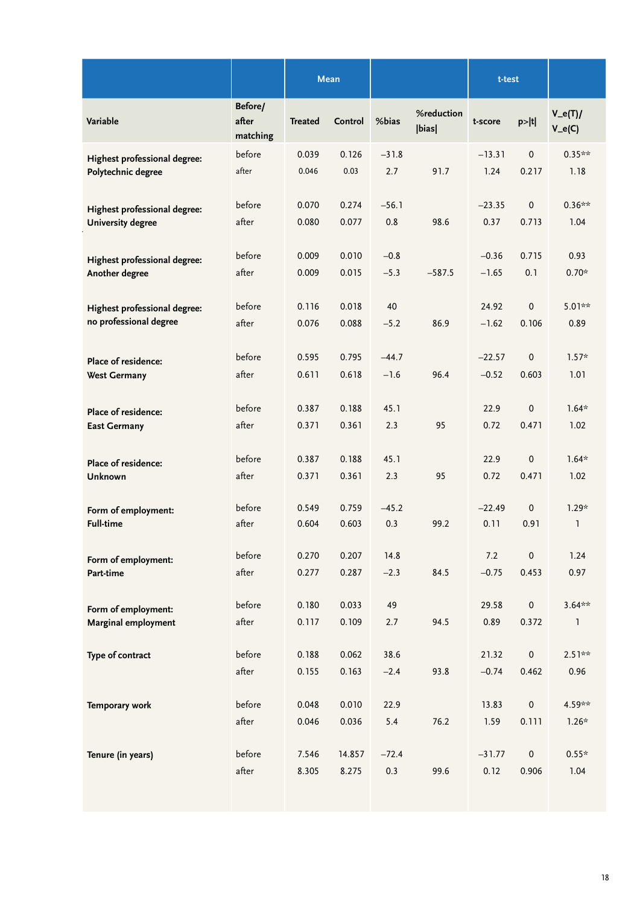| Variable | Before/ after matching | Mean | | %bias | %reduction \|bias\| | t-test | | V_e(T)/ V_e(C) |
|---|---|---|---|---|---|---|---|---|
| | | Treated | Control | | | t-score | p>\|t\| | |
| Highest professional degree: Polytechnic degree | before | 0.039 | 0.126 | −31.8 | | −13.31 | 0 | 0.35** |
| | after | 0.046 | 0.03 | 2.7 | 91.7 | 1.24 | 0.217 | 1.18 |
| Highest professional degree: University degree | before | 0.070 | 0.274 | −56.1 | | −23.35 | 0 | 0.36** |
| | after | 0.080 | 0.077 | 0.8 | 98.6 | 0.37 | 0.713 | 1.04 |
| Highest professional degree: Another degree | before | 0.009 | 0.010 | −0.8 | | −0.36 | 0.715 | 0.93 |
| | after | 0.009 | 0.015 | −5.3 | −587.5 | −1.65 | 0.1 | 0.70* |
| Highest professional degree: no professional degree | before | 0.116 | 0.018 | 40 | | 24.92 | 0 | 5.01** |
| | after | 0.076 | 0.088 | −5.2 | 86.9 | −1.62 | 0.106 | 0.89 |
| Place of residence: West Germany | before | 0.595 | 0.795 | −44.7 | | −22.57 | 0 | 1.57* |
| | after | 0.611 | 0.618 | −1.6 | 96.4 | −0.52 | 0.603 | 1.01 |
| Place of residence: East Germany | before | 0.387 | 0.188 | 45.1 | | 22.9 | 0 | 1.64* |
| | after | 0.371 | 0.361 | 2.3 | 95 | 0.72 | 0.471 | 1.02 |
| Place of residence: Unknown | before | 0.387 | 0.188 | 45.1 | | 22.9 | 0 | 1.64* |
| | after | 0.371 | 0.361 | 2.3 | 95 | 0.72 | 0.471 | 1.02 |
| Form of employment: Full-time | before | 0.549 | 0.759 | −45.2 | | −22.49 | 0 | 1.29* |
| | after | 0.604 | 0.603 | 0.3 | 99.2 | 0.11 | 0.91 | 1 |
| Form of employment: Part-time | before | 0.270 | 0.207 | 14.8 | | 7.2 | 0 | 1.24 |
| | after | 0.277 | 0.287 | −2.3 | 84.5 | −0.75 | 0.453 | 0.97 |
| Form of employment: Marginal employment | before | 0.180 | 0.033 | 49 | | 29.58 | 0 | 3.64** |
| | after | 0.117 | 0.109 | 2.7 | 94.5 | 0.89 | 0.372 | 1 |
| Type of contract | before | 0.188 | 0.062 | 38.6 | | 21.32 | 0 | 2.51** |
| | after | 0.155 | 0.163 | −2.4 | 93.8 | −0.74 | 0.462 | 0.96 |
| Temporary work | before | 0.048 | 0.010 | 22.9 | | 13.83 | 0 | 4.59** |
| | after | 0.046 | 0.036 | 5.4 | 76.2 | 1.59 | 0.111 | 1.26* |
| Tenure (in years) | before | 7.546 | 14.857 | −72.4 | | −31.77 | 0 | 0.55* |
| | after | 8.305 | 8.275 | 0.3 | 99.6 | 0.12 | 0.906 | 1.04 |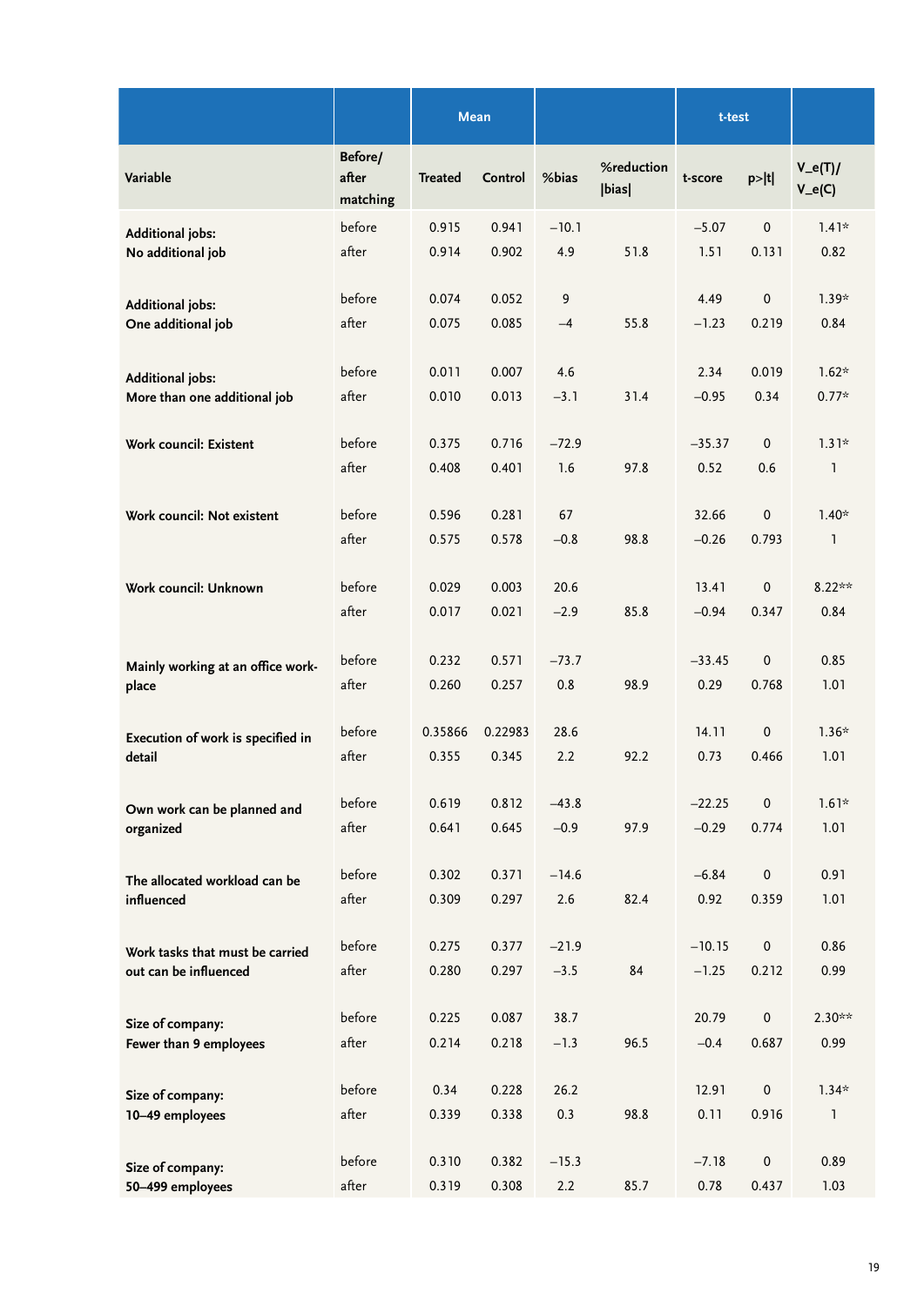| Variable | Before/ after matching | Mean | | %bias | %reduction \|bias\| | t-test | | V_e(T)/ V_e(C) |
|---|---|---|---|---|---|---|---|---|
| | | Treated | Control | | | t-score | p>\|t\| | |
| Additional jobs: No additional job | before | 0.915 | 0.941 | −10.1 | | −5.07 | 0 | 1.41* |
| | after | 0.914 | 0.902 | 4.9 | 51.8 | 1.51 | 0.131 | 0.82 |
| Additional jobs: One additional job | before | 0.074 | 0.052 | 9 | | 4.49 | 0 | 1.39* |
| | after | 0.075 | 0.085 | −4 | 55.8 | −1.23 | 0.219 | 0.84 |
| Additional jobs: More than one additional job | before | 0.011 | 0.007 | 4.6 | | 2.34 | 0.019 | 1.62* |
| | after | 0.010 | 0.013 | −3.1 | 31.4 | −0.95 | 0.34 | 0.77* |
| Work council: Existent | before | 0.375 | 0.716 | −72.9 | | −35.37 | 0 | 1.31* |
| | after | 0.408 | 0.401 | 1.6 | 97.8 | 0.52 | 0.6 | 1 |
| Work council: Not existent | before | 0.596 | 0.281 | 67 | | 32.66 | 0 | 1.40* |
| | after | 0.575 | 0.578 | −0.8 | 98.8 | −0.26 | 0.793 | 1 |
| Work council: Unknown | before | 0.029 | 0.003 | 20.6 | | 13.41 | 0 | 8.22** |
| | after | 0.017 | 0.021 | −2.9 | 85.8 | −0.94 | 0.347 | 0.84 |
| Mainly working at an office workplace | before | 0.232 | 0.571 | −73.7 | | −33.45 | 0 | 0.85 |
| | after | 0.260 | 0.257 | 0.8 | 98.9 | 0.29 | 0.768 | 1.01 |
| Execution of work is specified in detail | before | 0.35866 | 0.22983 | 28.6 | | 14.11 | 0 | 1.36* |
| | after | 0.355 | 0.345 | 2.2 | 92.2 | 0.73 | 0.466 | 1.01 |
| Own work can be planned and organized | before | 0.619 | 0.812 | −43.8 | | −22.25 | 0 | 1.61* |
| | after | 0.641 | 0.645 | −0.9 | 97.9 | −0.29 | 0.774 | 1.01 |
| The allocated workload can be influenced | before | 0.302 | 0.371 | −14.6 | | −6.84 | 0 | 0.91 |
| | after | 0.309 | 0.297 | 2.6 | 82.4 | 0.92 | 0.359 | 1.01 |
| Work tasks that must be carried out can be influenced | before | 0.275 | 0.377 | −21.9 | | −10.15 | 0 | 0.86 |
| | after | 0.280 | 0.297 | −3.5 | 84 | −1.25 | 0.212 | 0.99 |
| Size of company: Fewer than 9 employees | before | 0.225 | 0.087 | 38.7 | | 20.79 | 0 | 2.30** |
| | after | 0.214 | 0.218 | −1.3 | 96.5 | −0.4 | 0.687 | 0.99 |
| Size of company: 10–49 employees | before | 0.34 | 0.228 | 26.2 | | 12.91 | 0 | 1.34* |
| | after | 0.339 | 0.338 | 0.3 | 98.8 | 0.11 | 0.916 | 1 |
| Size of company: 50–499 employees | before | 0.310 | 0.382 | −15.3 | | −7.18 | 0 | 0.89 |
| | after | 0.319 | 0.308 | 2.2 | 85.7 | 0.78 | 0.437 | 1.03 |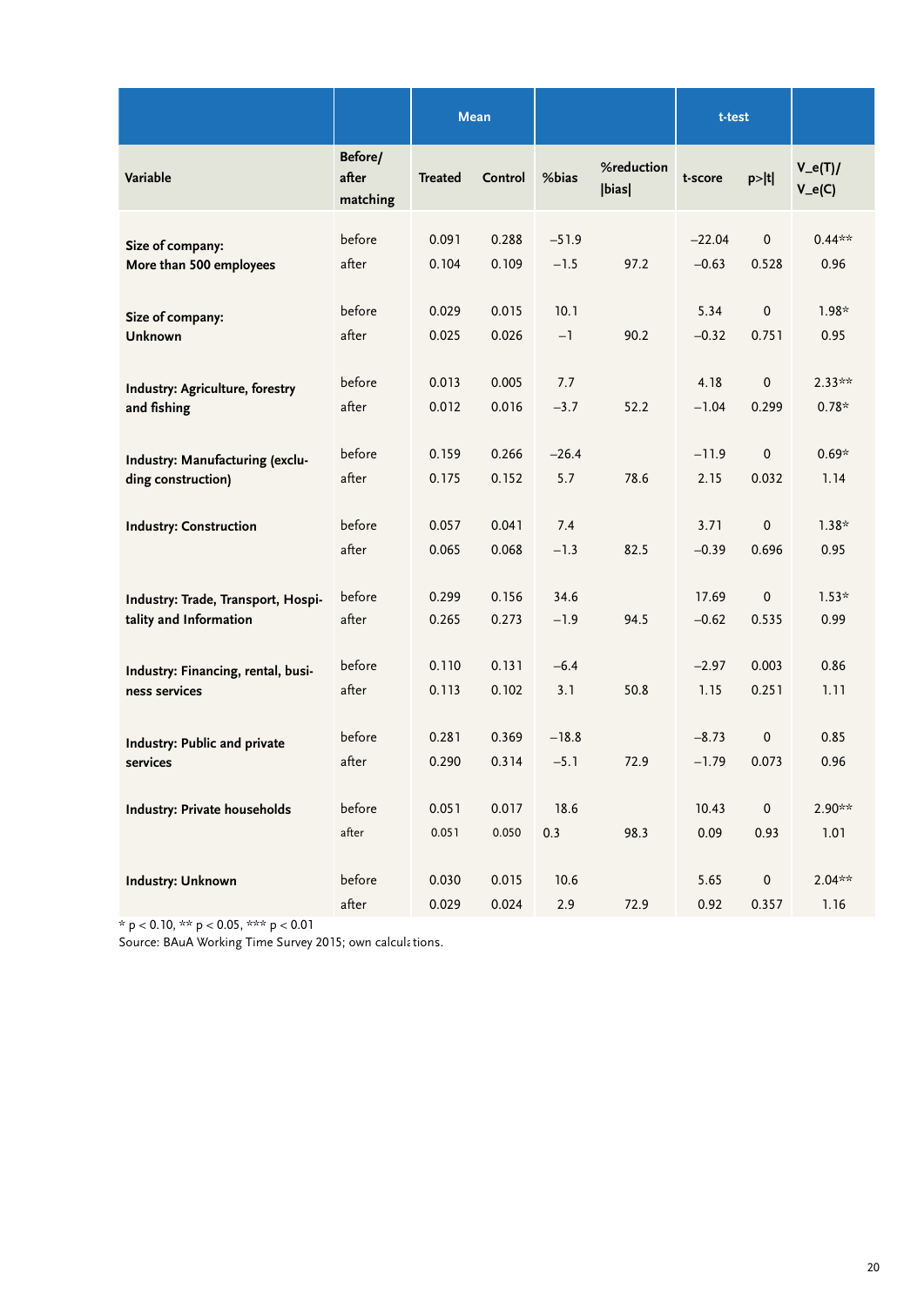| Variable | Before/ after matching | Mean | | %bias | %reduction \|bias\| | t-test | | V_e(T)/ V_e(C) |
|---|---|---|---|---|---|---|---|---|
| | | Treated | Control | | | t-score | p>\|t\| | |
| Size of company: More than 500 employees | before | 0.091 | 0.288 | −51.9 | | −22.04 | 0 | 0.44** |
| | after | 0.104 | 0.109 | −1.5 | 97.2 | −0.63 | 0.528 | 0.96 |
| Size of company: Unknown | before | 0.029 | 0.015 | 10.1 | | 5.34 | 0 | 1.98* |
| | after | 0.025 | 0.026 | −1 | 90.2 | −0.32 | 0.751 | 0.95 |
| Industry: Agriculture, forestry and fishing | before | 0.013 | 0.005 | 7.7 | | 4.18 | 0 | 2.33** |
| | after | 0.012 | 0.016 | −3.7 | 52.2 | −1.04 | 0.299 | 0.78* |
| Industry: Manufacturing (excluding construction) | before | 0.159 | 0.266 | −26.4 | | −11.9 | 0 | 0.69* |
| | after | 0.175 | 0.152 | 5.7 | 78.6 | 2.15 | 0.032 | 1.14 |
| Industry: Construction | before | 0.057 | 0.041 | 7.4 | | 3.71 | 0 | 1.38* |
| | after | 0.065 | 0.068 | −1.3 | 82.5 | −0.39 | 0.696 | 0.95 |
| Industry: Trade, Transport, Hospitality and Information | before | 0.299 | 0.156 | 34.6 | | 17.69 | 0 | 1.53* |
| | after | 0.265 | 0.273 | −1.9 | 94.5 | −0.62 | 0.535 | 0.99 |
| Industry: Financing, rental, business services | before | 0.110 | 0.131 | −6.4 | | −2.97 | 0.003 | 0.86 |
| | after | 0.113 | 0.102 | 3.1 | 50.8 | 1.15 | 0.251 | 1.11 |
| Industry: Public and private services | before | 0.281 | 0.369 | −18.8 | | −8.73 | 0 | 0.85 |
| | after | 0.290 | 0.314 | −5.1 | 72.9 | −1.79 | 0.073 | 0.96 |
| Industry: Private households | before | 0.051 | 0.017 | 18.6 | | 10.43 | 0 | 2.90** |
| | after | 0.051 | 0.050 | 0.3 | 98.3 | 0.09 | 0.93 | 1.01 |
| Industry: Unknown | before | 0.030 | 0.015 | 10.6 | | 5.65 | 0 | 2.04** |
| | after | 0.029 | 0.024 | 2.9 | 72.9 | 0.92 | 0.357 | 1.16 |

* $p < 0.10$, ** $p < 0.05$, *** $p < 0.01$
Source: BAuA Working Time Survey 2015; own calculations.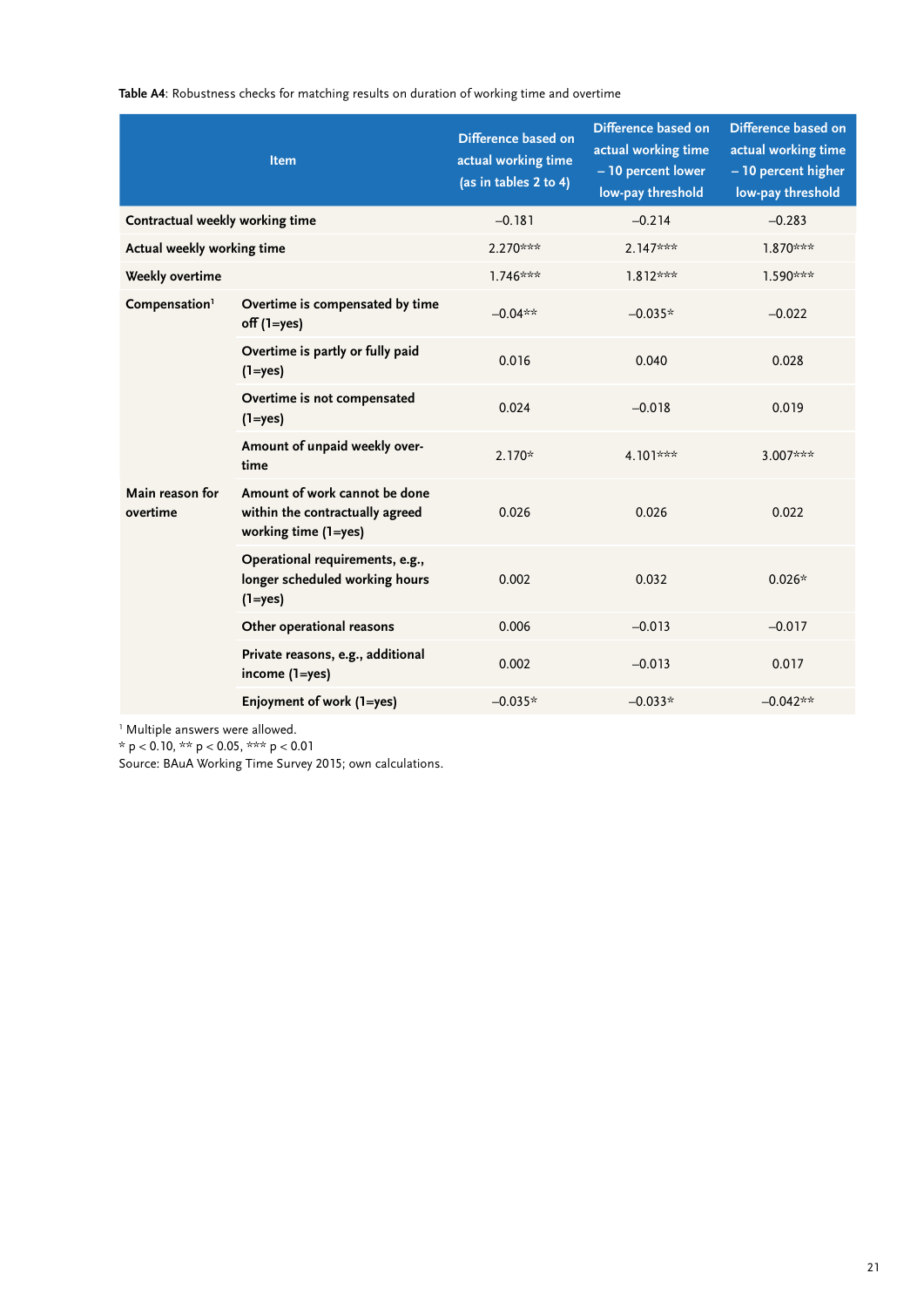**Table A4**: Robustness checks for matching results on duration of working time and overtime

| Item | | Difference based on actual working time (as in tables 2 to 4) | Difference based on actual working time – 10 percent lower low-pay threshold | Difference based on actual working time – 10 percent higher low-pay threshold |
|---|---|---|---|---|
| Contractual weekly working time | | –0.181 | –0.214 | –0.283 |
| Actual weekly working time | | 2.270*** | 2.147*** | 1.870*** |
| Weekly overtime | | 1.746*** | 1.812*** | 1.590*** |
| Compensation[1] | Overtime is compensated by time off (1=yes) | –0.04** | –0.035* | –0.022 |
| | Overtime is partly or fully paid (1=yes) | 0.016 | 0.040 | 0.028 |
| | Overtime is not compensated (1=yes) | 0.024 | –0.018 | 0.019 |
| | Amount of unpaid weekly overtime | 2.170* | 4.101*** | 3.007*** |
| Main reason for overtime | Amount of work cannot be done within the contractually agreed working time (1=yes) | 0.026 | 0.026 | 0.022 |
| | Operational requirements, e.g., longer scheduled working hours (1=yes) | 0.002 | 0.032 | 0.026* |
| | Other operational reasons | 0.006 | –0.013 | –0.017 |
| | Private reasons, e.g., additional income (1=yes) | 0.002 | –0.013 | 0.017 |
| | Enjoyment of work (1=yes) | –0.035* | –0.033* | –0.042** |

[1] Multiple answers were allowed.
* $p < 0.10$, ** $p < 0.05$, *** $p < 0.01$
Source: BAuA Working Time Survey 2015; own calculations.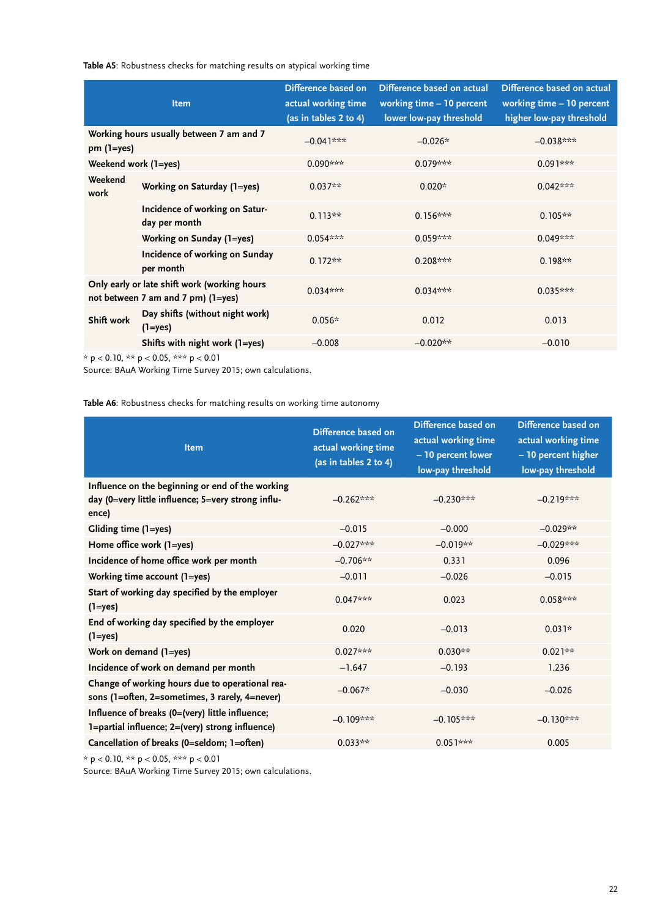**Table A5**: Robustness checks for matching results on atypical working time

| Item | | Difference based on actual working time (as in tables 2 to 4) | Difference based on actual working time – 10 percent lower low-pay threshold | Difference based on actual working time – 10 percent higher low-pay threshold |
|---|---|---|---|---|
| Working hours usually between 7 am and 7 pm (1=yes) | | –0.041*** | –0.026* | –0.038*** |
| Weekend work (1=yes) | | 0.090*** | 0.079*** | 0.091*** |
| Weekend work | Working on Saturday (1=yes) | 0.037** | 0.020* | 0.042*** |
| | Incidence of working on Saturday per month | 0.113** | 0.156*** | 0.105** |
| | Working on Sunday (1=yes) | 0.054*** | 0.059*** | 0.049*** |
| | Incidence of working on Sunday per month | 0.172** | 0.208*** | 0.198** |
| Only early or late shift work (working hours not between 7 am and 7 pm) (1=yes) | | 0.034*** | 0.034*** | 0.035*** |
| Shift work | Day shifts (without night work) (1=yes) | 0.056* | 0.012 | 0.013 |
| | Shifts with night work (1=yes) | –0.008 | –0.020** | –0.010 |

* p < 0.10, ** p < 0.05, *** p < 0.01
Source: BAuA Working Time Survey 2015; own calculations.

**Table A6**: Robustness checks for matching results on working time autonomy

| Item | Difference based on actual working time (as in tables 2 to 4) | Difference based on actual working time – 10 percent lower low-pay threshold | Difference based on actual working time – 10 percent higher low-pay threshold |
|---|---|---|---|
| Influence on the beginning or end of the working day (0=very little influence; 5=very strong influence) | –0.262*** | –0.230*** | –0.219*** |
| Gliding time (1=yes) | –0.015 | –0.000 | –0.029** |
| Home office work (1=yes) | –0.027*** | –0.019** | –0.029*** |
| Incidence of home office work per month | –0.706** | 0.331 | 0.096 |
| Working time account (1=yes) | –0.011 | –0.026 | –0.015 |
| Start of working day specified by the employer (1=yes) | 0.047*** | 0.023 | 0.058*** |
| End of working day specified by the employer (1=yes) | 0.020 | –0.013 | 0.031* |
| Work on demand (1=yes) | 0.027*** | 0.030** | 0.021** |
| Incidence of work on demand per month | –1.647 | –0.193 | 1.236 |
| Change of working hours due to operational reasons (1=often, 2=sometimes, 3 rarely, 4=never) | –0.067* | –0.030 | –0.026 |
| Influence of breaks (0=(very) little influence; 1=partial influence; 2=(very) strong influence) | –0.109*** | –0.105*** | –0.130*** |
| Cancellation of breaks (0=seldom; 1=often) | 0.033** | 0.051*** | 0.005 |

* p < 0.10, ** p < 0.05, *** p < 0.01
Source: BAuA Working Time Survey 2015; own calculations.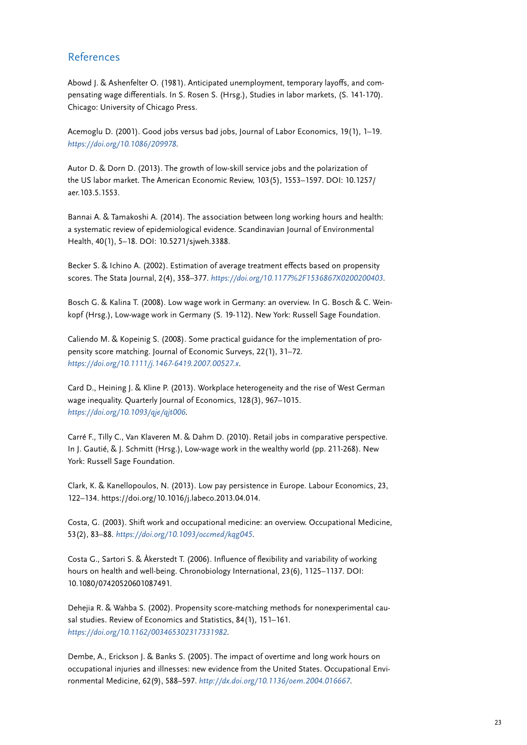## References

Abowd J. & Ashenfelter O. (1981). Anticipated unemployment, temporary layoffs, and compensating wage differentials. In S. Rosen S. (Hrsg.), Studies in labor markets, (S. 141-170). Chicago: University of Chicago Press.

Acemoglu D. (2001). Good jobs versus bad jobs, Journal of Labor Economics, 19(1), 1–19. *https://doi.org/10.1086/209978*.

Autor D. & Dorn D. (2013). The growth of low-skill service jobs and the polarization of the US labor market. The American Economic Review, 103(5), 1553–1597. DOI: 10.1257/aer.103.5.1553.

Bannai A. & Tamakoshi A. (2014). The association between long working hours and health: a systematic review of epidemiological evidence. Scandinavian Journal of Environmental Health, 40(1), 5–18. DOI: 10.5271/sjweh.3388.

Becker S. & Ichino A. (2002). Estimation of average treatment effects based on propensity scores. The Stata Journal, 2(4), 358–377. *https://doi.org/10.1177%2F1536867X0200200403*.

Bosch G. & Kalina T. (2008). Low wage work in Germany: an overview. In G. Bosch & C. Weinkopf (Hrsg.), Low-wage work in Germany (S. 19-112). New York: Russell Sage Foundation.

Caliendo M. & Kopeinig S. (2008). Some practical guidance for the implementation of propensity score matching. Journal of Economic Surveys, 22(1), 31–72. *https://doi.org/10.1111/j.1467-6419.2007.00527.x*.

Card D., Heining J. & Kline P. (2013). Workplace heterogeneity and the rise of West German wage inequality. Quarterly Journal of Economics, 128(3), 967–1015. *https://doi.org/10.1093/qje/qjt006*.

Carré F., Tilly C., Van Klaveren M. & Dahm D. (2010). Retail jobs in comparative perspective. In J. Gautié, & J. Schmitt (Hrsg.), Low-wage work in the wealthy world (pp. 211-268). New York: Russell Sage Foundation.

Clark, K. & Kanellopoulos, N. (2013). Low pay persistence in Europe. Labour Economics, 23, 122–134. https://doi.org/10.1016/j.labeco.2013.04.014.

Costa, G. (2003). Shift work and occupational medicine: an overview. Occupational Medicine, 53(2), 83–88. *https://doi.org/10.1093/occmed/kqg045*.

Costa G., Sartori S. & Åkerstedt T. (2006). Influence of flexibility and variability of working hours on health and well-being. Chronobiology International, 23(6), 1125–1137. DOI: 10.1080/07420520601087491.

Dehejia R. & Wahba S. (2002). Propensity score-matching methods for nonexperimental causal studies. Review of Economics and Statistics, 84(1), 151–161. *https://doi.org/10.1162/003465302317331982*.

Dembe, A., Erickson J. & Banks S. (2005). The impact of overtime and long work hours on occupational injuries and illnesses: new evidence from the United States. Occupational Environmental Medicine, 62(9), 588–597. *http://dx.doi.org/10.1136/oem.2004.016667*.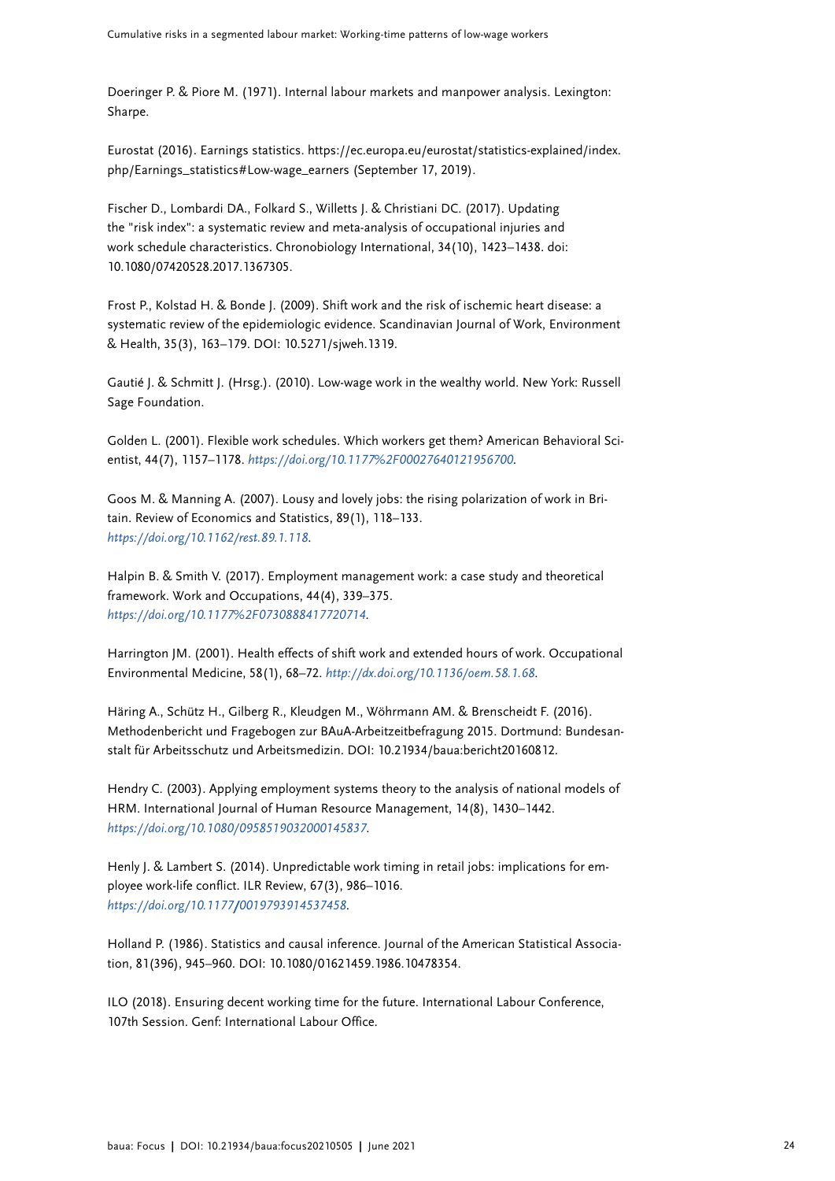Doeringer P. & Piore M. (1971). Internal labour markets and manpower analysis. Lexington: Sharpe.

Eurostat (2016). Earnings statistics. https://ec.europa.eu/eurostat/statistics-explained/index.php/Earnings_statistics#Low-wage_earners (September 17, 2019).

Fischer D., Lombardi DA., Folkard S., Willetts J. & Christiani DC. (2017). Updating the "risk index": a systematic review and meta-analysis of occupational injuries and work schedule characteristics. Chronobiology International, 34(10), 1423–1438. doi: 10.1080/07420528.2017.1367305.

Frost P., Kolstad H. & Bonde J. (2009). Shift work and the risk of ischemic heart disease: a systematic review of the epidemiologic evidence. Scandinavian Journal of Work, Environment & Health, 35(3), 163–179. DOI: 10.5271/sjweh.1319.

Gautié J. & Schmitt J. (Hrsg.). (2010). Low-wage work in the wealthy world. New York: Russell Sage Foundation.

Golden L. (2001). Flexible work schedules. Which workers get them? American Behavioral Scientist, 44(7), 1157–1178. *https://doi.org/10.1177%2F00027640121956700*.

Goos M. & Manning A. (2007). Lousy and lovely jobs: the rising polarization of work in Britain. Review of Economics and Statistics, 89(1), 118–133. *https://doi.org/10.1162/rest.89.1.118*.

Halpin B. & Smith V. (2017). Employment management work: a case study and theoretical framework. Work and Occupations, 44(4), 339–375. *https://doi.org/10.1177%2F0730888417720714*.

Harrington JM. (2001). Health effects of shift work and extended hours of work. Occupational Environmental Medicine, 58(1), 68–72. *http://dx.doi.org/10.1136/oem.58.1.68*.

Häring A., Schütz H., Gilberg R., Kleudgen M., Wöhrmann AM. & Brenscheidt F. (2016). Methodenbericht und Fragebogen zur BAuA-Arbeitzeitbefragung 2015. Dortmund: Bundesanstalt für Arbeitsschutz und Arbeitsmedizin. DOI: 10.21934/baua:bericht20160812.

Hendry C. (2003). Applying employment systems theory to the analysis of national models of HRM. International Journal of Human Resource Management, 14(8), 1430–1442. *https://doi.org/10.1080/0958519032000145837*.

Henly J. & Lambert S. (2014). Unpredictable work timing in retail jobs: implications for employee work-life conflict. ILR Review, 67(3), 986–1016. *https://doi.org/10.1177/0019793914537458*.

Holland P. (1986). Statistics and causal inference. Journal of the American Statistical Association, 81(396), 945–960. DOI: 10.1080/01621459.1986.10478354.

ILO (2018). Ensuring decent working time for the future. International Labour Conference, 107th Session. Genf: International Labour Office.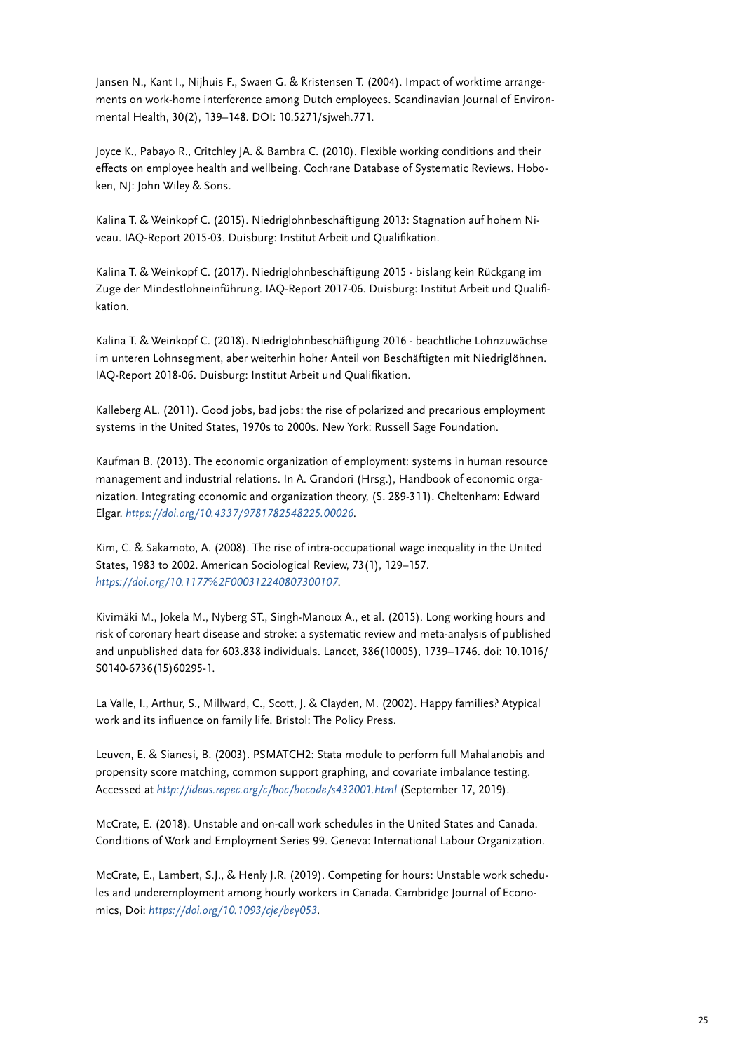Jansen N., Kant I., Nijhuis F., Swaen G. & Kristensen T. (2004). Impact of worktime arrangements on work-home interference among Dutch employees. Scandinavian Journal of Environmental Health, 30(2), 139–148. DOI: 10.5271/sjweh.771.

Joyce K., Pabayo R., Critchley JA. & Bambra C. (2010). Flexible working conditions and their effects on employee health and wellbeing. Cochrane Database of Systematic Reviews. Hoboken, NJ: John Wiley & Sons.

Kalina T. & Weinkopf C. (2015). Niedriglohnbeschäftigung 2013: Stagnation auf hohem Niveau. IAQ-Report 2015-03. Duisburg: Institut Arbeit und Qualifikation.

Kalina T. & Weinkopf C. (2017). Niedriglohnbeschäftigung 2015 - bislang kein Rückgang im Zuge der Mindestlohneinführung. IAQ-Report 2017-06. Duisburg: Institut Arbeit und Qualifikation.

Kalina T. & Weinkopf C. (2018). Niedriglohnbeschäftigung 2016 - beachtliche Lohnzuwächse im unteren Lohnsegment, aber weiterhin hoher Anteil von Beschäftigten mit Niedriglöhnen. IAQ-Report 2018-06. Duisburg: Institut Arbeit und Qualifikation.

Kalleberg AL. (2011). Good jobs, bad jobs: the rise of polarized and precarious employment systems in the United States, 1970s to 2000s. New York: Russell Sage Foundation.

Kaufman B. (2013). The economic organization of employment: systems in human resource management and industrial relations. In A. Grandori (Hrsg.), Handbook of economic organization. Integrating economic and organization theory, (S. 289-311). Cheltenham: Edward Elgar. *https://doi.org/10.4337/9781782548225.00026*.

Kim, C. & Sakamoto, A. (2008). The rise of intra-occupational wage inequality in the United States, 1983 to 2002. American Sociological Review, 73(1), 129–157. *https://doi.org/10.1177%2F000312240807300107*.

Kivimäki M., Jokela M., Nyberg ST., Singh-Manoux A., et al. (2015). Long working hours and risk of coronary heart disease and stroke: a systematic review and meta-analysis of published and unpublished data for 603.838 individuals. Lancet, 386(10005), 1739–1746. doi: 10.1016/S0140-6736(15)60295-1.

La Valle, I., Arthur, S., Millward, C., Scott, J. & Clayden, M. (2002). Happy families? Atypical work and its influence on family life. Bristol: The Policy Press.

Leuven, E. & Sianesi, B. (2003). PSMATCH2: Stata module to perform full Mahalanobis and propensity score matching, common support graphing, and covariate imbalance testing. Accessed at *http://ideas.repec.org/c/boc/bocode/s432001.html* (September 17, 2019).

McCrate, E. (2018). Unstable and on-call work schedules in the United States and Canada. Conditions of Work and Employment Series 99. Geneva: International Labour Organization.

McCrate, E., Lambert, S.J., & Henly J.R. (2019). Competing for hours: Unstable work schedules and underemployment among hourly workers in Canada. Cambridge Journal of Economics, Doi: *https://doi.org/10.1093/cje/bey053*.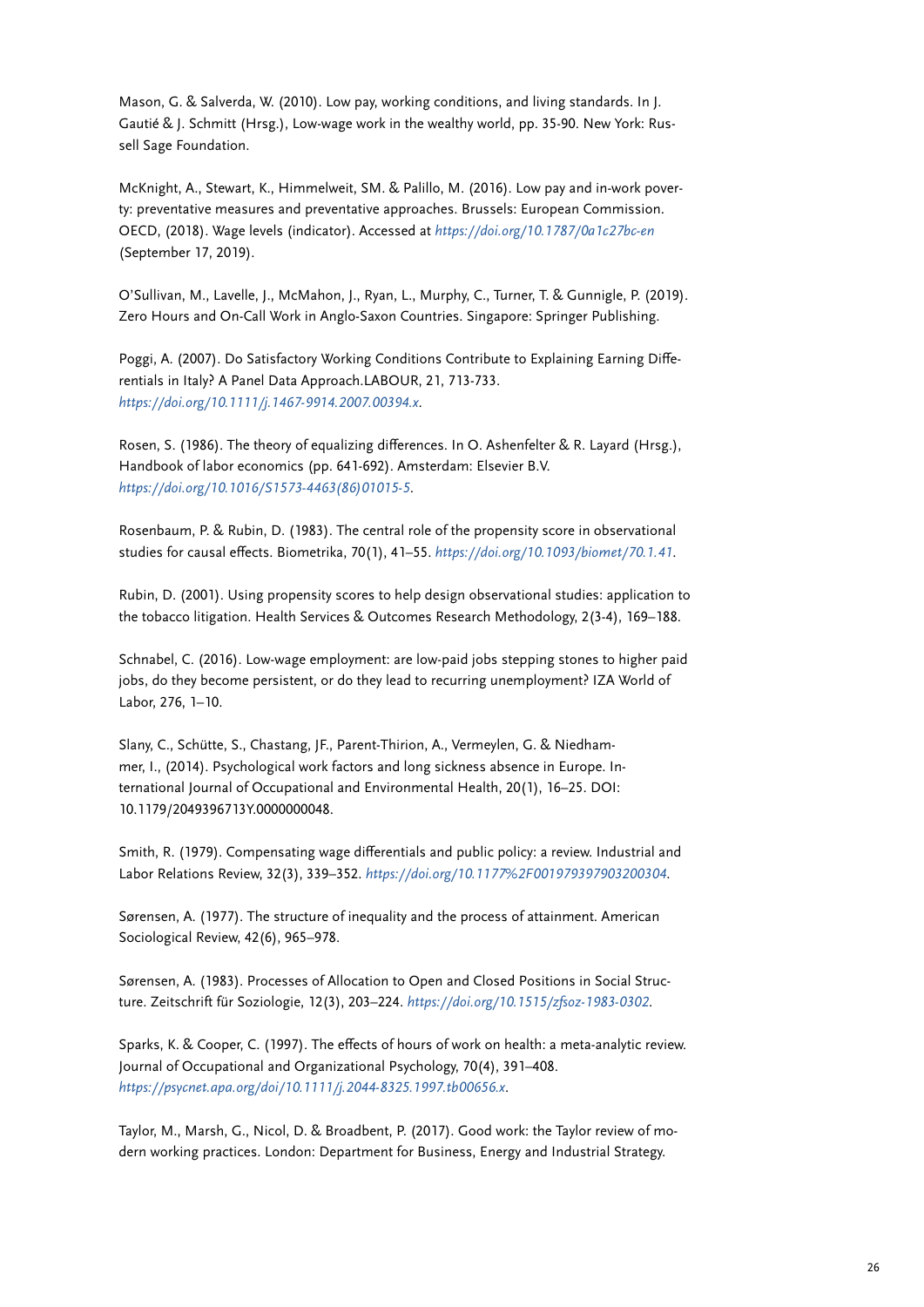Mason, G. & Salverda, W. (2010). Low pay, working conditions, and living standards. In J. Gautié & J. Schmitt (Hrsg.), Low-wage work in the wealthy world, pp. 35-90. New York: Russell Sage Foundation.

McKnight, A., Stewart, K., Himmelweit, SM. & Palillo, M. (2016). Low pay and in-work poverty: preventative measures and preventative approaches. Brussels: European Commission. OECD, (2018). Wage levels (indicator). Accessed at *https://doi.org/10.1787/0a1c27bc-en* (September 17, 2019).

O'Sullivan, M., Lavelle, J., McMahon, J., Ryan, L., Murphy, C., Turner, T. & Gunnigle, P. (2019). Zero Hours and On-Call Work in Anglo-Saxon Countries. Singapore: Springer Publishing.

Poggi, A. (2007). Do Satisfactory Working Conditions Contribute to Explaining Earning Differentials in Italy? A Panel Data Approach.LABOUR, 21, 713-733. *https://doi.org/10.1111/j.1467-9914.2007.00394.x*.

Rosen, S. (1986). The theory of equalizing differences. In O. Ashenfelter & R. Layard (Hrsg.), Handbook of labor economics (pp. 641-692). Amsterdam: Elsevier B.V. *https://doi.org/10.1016/S1573-4463(86)01015-5*.

Rosenbaum, P. & Rubin, D. (1983). The central role of the propensity score in observational studies for causal effects. Biometrika, 70(1), 41–55. *https://doi.org/10.1093/biomet/70.1.41*.

Rubin, D. (2001). Using propensity scores to help design observational studies: application to the tobacco litigation. Health Services & Outcomes Research Methodology, 2(3-4), 169–188.

Schnabel, C. (2016). Low-wage employment: are low-paid jobs stepping stones to higher paid jobs, do they become persistent, or do they lead to recurring unemployment? IZA World of Labor, 276, 1–10.

Slany, C., Schütte, S., Chastang, JF., Parent-Thirion, A., Vermeylen, G. & Niedhammer, I., (2014). Psychological work factors and long sickness absence in Europe. International Journal of Occupational and Environmental Health, 20(1), 16–25. DOI: 10.1179/2049396713Y.0000000048.

Smith, R. (1979). Compensating wage differentials and public policy: a review. Industrial and Labor Relations Review, 32(3), 339–352. *https://doi.org/10.1177%2F001979397903200304*.

Sørensen, A. (1977). The structure of inequality and the process of attainment. American Sociological Review, 42(6), 965–978.

Sørensen, A. (1983). Processes of Allocation to Open and Closed Positions in Social Structure. Zeitschrift für Soziologie, 12(3), 203–224. *https://doi.org/10.1515/zfsoz-1983-0302*.

Sparks, K. & Cooper, C. (1997). The effects of hours of work on health: a meta-analytic review. Journal of Occupational and Organizational Psychology, 70(4), 391–408. *https://psycnet.apa.org/doi/10.1111/j.2044-8325.1997.tb00656.x*.

Taylor, M., Marsh, G., Nicol, D. & Broadbent, P. (2017). Good work: the Taylor review of modern working practices. London: Department for Business, Energy and Industrial Strategy.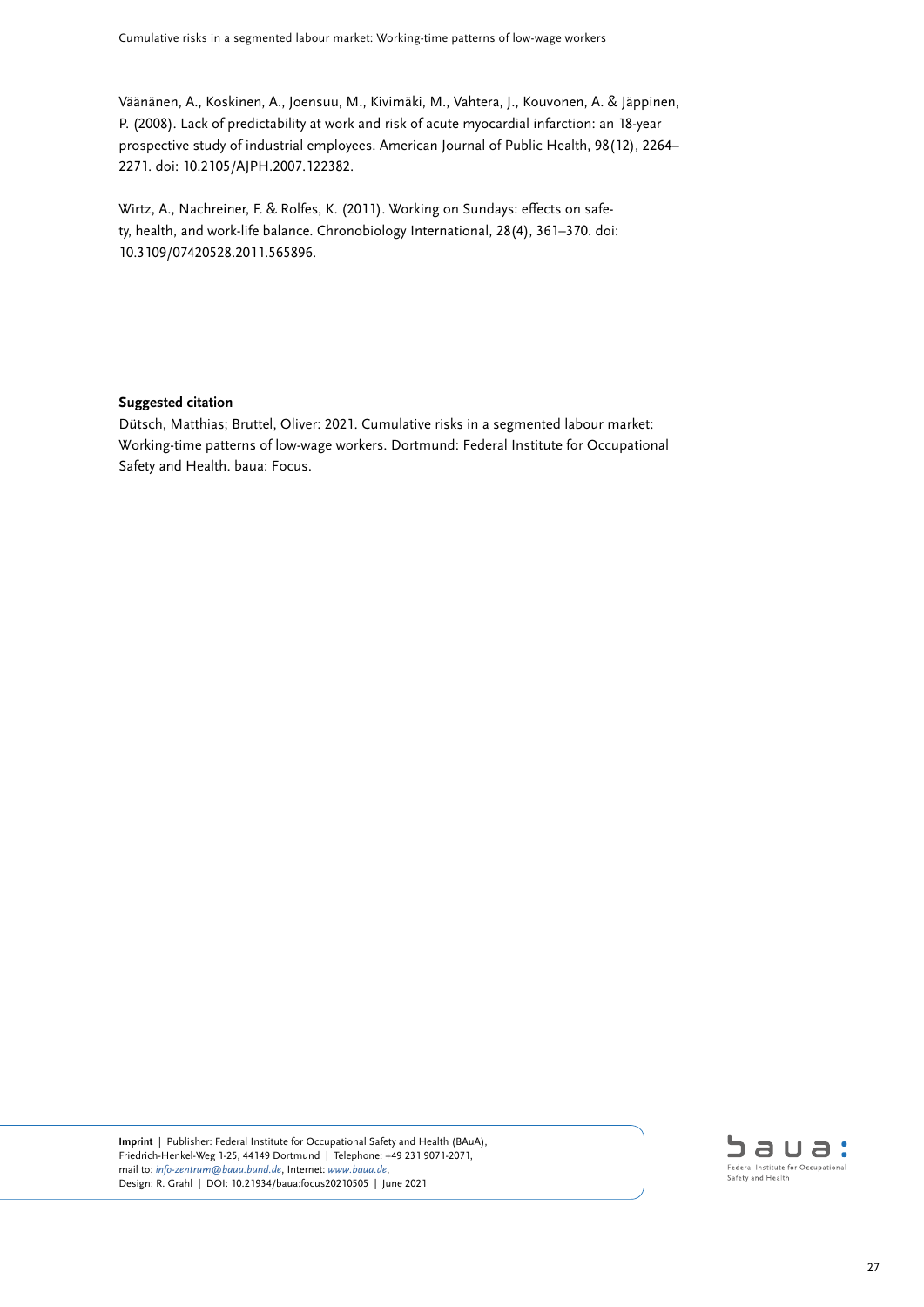Väänänen, A., Koskinen, A., Joensuu, M., Kivimäki, M., Vahtera, J., Kouvonen, A. & Jäppinen, P. (2008). Lack of predictability at work and risk of acute myocardial infarction: an 18-year prospective study of industrial employees. American Journal of Public Health, 98(12), 2264–2271. doi: 10.2105/AJPH.2007.122382.

Wirtz, A., Nachreiner, F. & Rolfes, K. (2011). Working on Sundays: effects on safety, health, and work-life balance. Chronobiology International, 28(4), 361–370. doi: 10.3109/07420528.2011.565896.

**Suggested citation**

Dütsch, Matthias; Bruttel, Oliver: 2021. Cumulative risks in a segmented labour market: Working-time patterns of low-wage workers. Dortmund: Federal Institute for Occupational Safety and Health. baua: Focus.

**Imprint** | Publisher: Federal Institute for Occupational Safety and Health (BAuA), Friedrich-Henkel-Weg 1-25, 44149 Dortmund | Telephone: +49 231 9071-2071, mail to: *info-zentrum@baua.bund.de*, Internet: *www.baua.de*, Design: R. Grahl | DOI: 10.21934/baua:focus20210505 | June 2021

baua: Federal Institute for Occupational Safety and Health